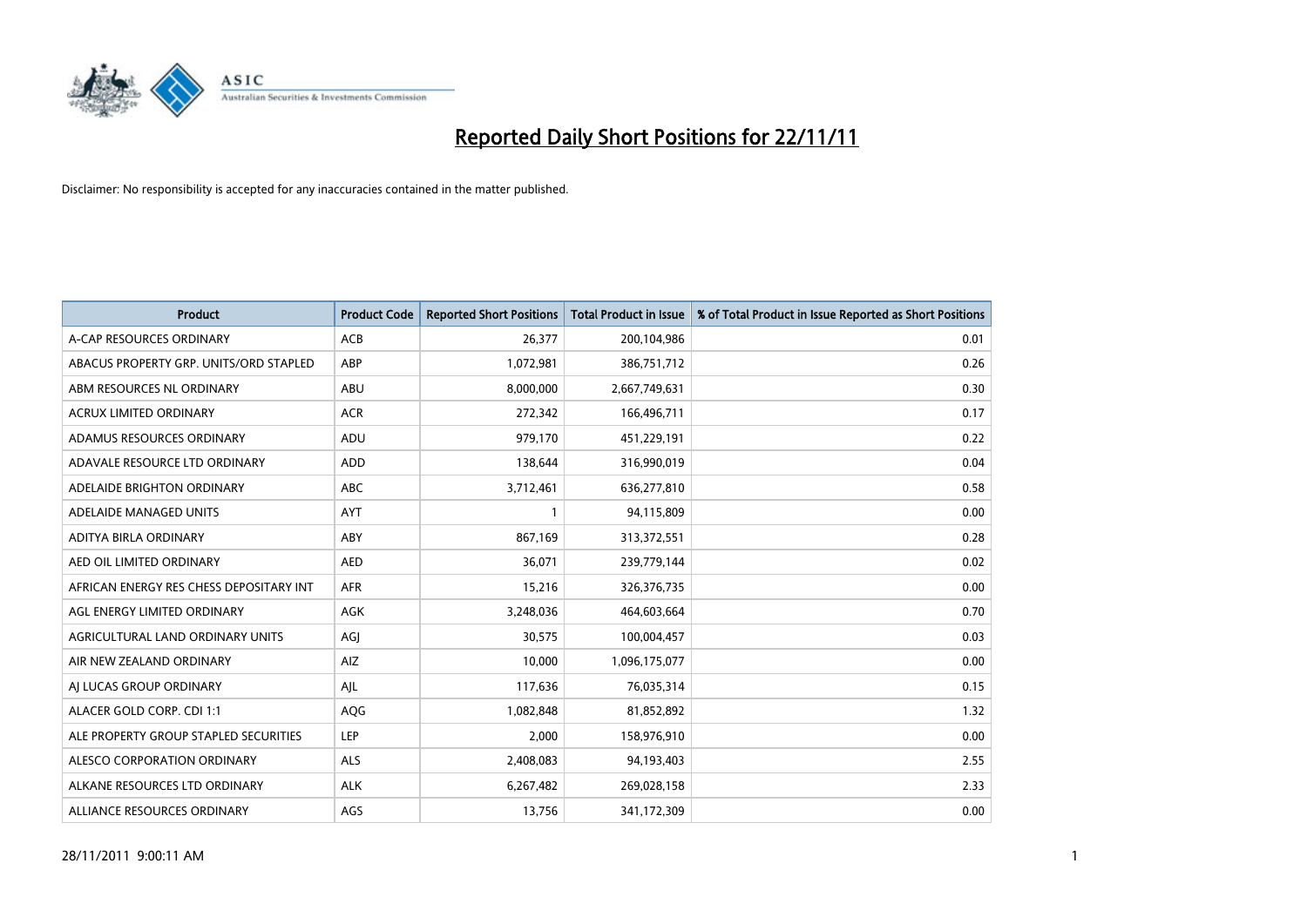# Reported Daily Short Positions for 22/11/11

Disclaimer: No responsibility is accepted for any inaccuracies contained in the matter published.

| Product | Product Code | Reported Short Positions | Total Product in Issue | % of Total Product in Issue Reported as Short Positions |
|---|---|---|---|---|
| A-CAP RESOURCES ORDINARY | ACB | 26,377 | 200,104,986 | 0.01 |
| ABACUS PROPERTY GRP. UNITS/ORD STAPLED | ABP | 1,072,981 | 386,751,712 | 0.26 |
| ABM RESOURCES NL ORDINARY | ABU | 8,000,000 | 2,667,749,631 | 0.30 |
| ACRUX LIMITED ORDINARY | ACR | 272,342 | 166,496,711 | 0.17 |
| ADAMUS RESOURCES ORDINARY | ADU | 979,170 | 451,229,191 | 0.22 |
| ADAVALE RESOURCE LTD ORDINARY | ADD | 138,644 | 316,990,019 | 0.04 |
| ADELAIDE BRIGHTON ORDINARY | ABC | 3,712,461 | 636,277,810 | 0.58 |
| ADELAIDE MANAGED UNITS | AYT | 1 | 94,115,809 | 0.00 |
| ADITYA BIRLA ORDINARY | ABY | 867,169 | 313,372,551 | 0.28 |
| AED OIL LIMITED ORDINARY | AED | 36,071 | 239,779,144 | 0.02 |
| AFRICAN ENERGY RES CHESS DEPOSITARY INT | AFR | 15,216 | 326,376,735 | 0.00 |
| AGL ENERGY LIMITED ORDINARY | AGK | 3,248,036 | 464,603,664 | 0.70 |
| AGRICULTURAL LAND ORDINARY UNITS | AGJ | 30,575 | 100,004,457 | 0.03 |
| AIR NEW ZEALAND ORDINARY | AIZ | 10,000 | 1,096,175,077 | 0.00 |
| AJ LUCAS GROUP ORDINARY | AJL | 117,636 | 76,035,314 | 0.15 |
| ALACER GOLD CORP. CDI 1:1 | AQG | 1,082,848 | 81,852,892 | 1.32 |
| ALE PROPERTY GROUP STAPLED SECURITIES | LEP | 2,000 | 158,976,910 | 0.00 |
| ALESCO CORPORATION ORDINARY | ALS | 2,408,083 | 94,193,403 | 2.55 |
| ALKANE RESOURCES LTD ORDINARY | ALK | 6,267,482 | 269,028,158 | 2.33 |
| ALLIANCE RESOURCES ORDINARY | AGS | 13,756 | 341,172,309 | 0.00 |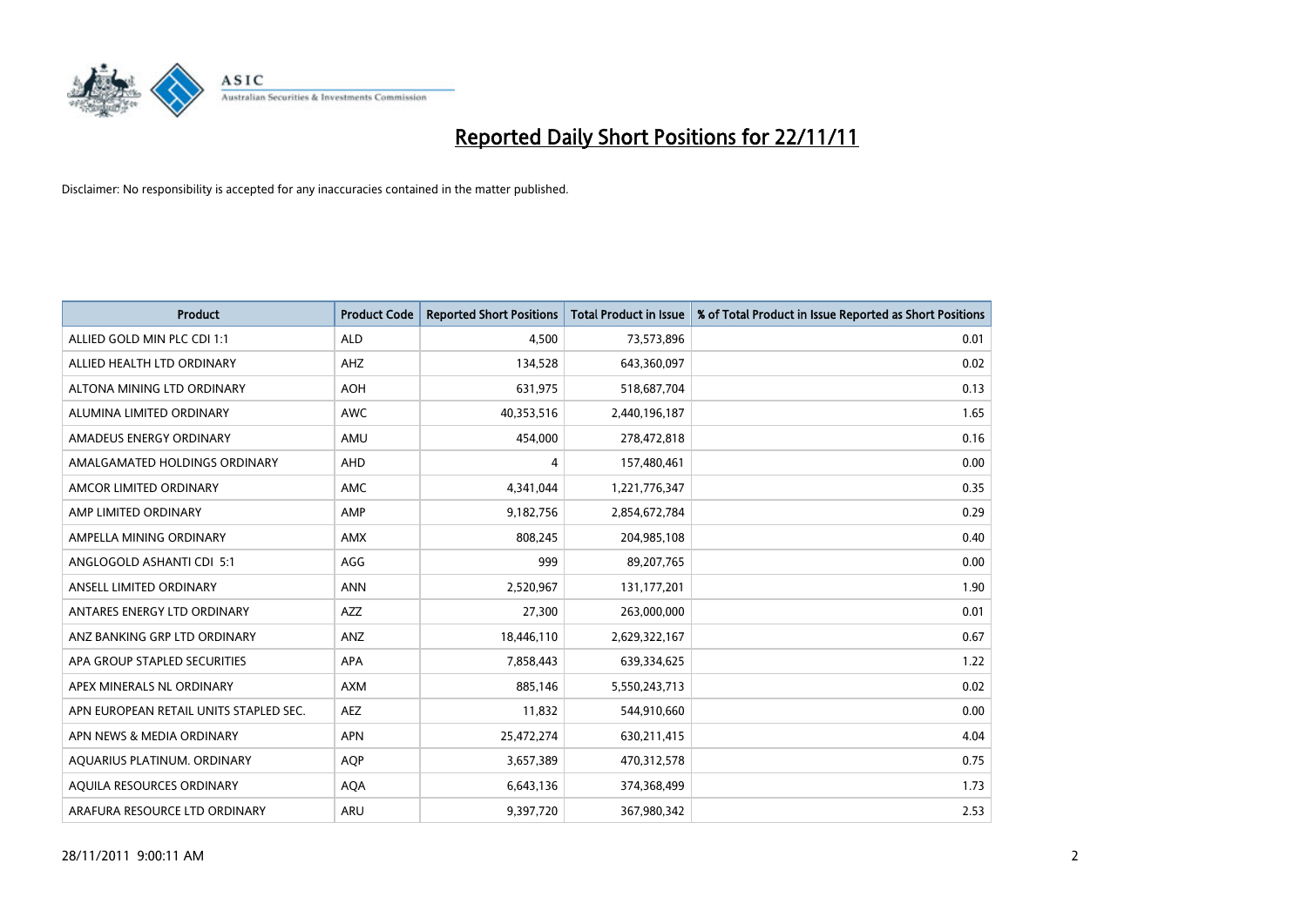# Reported Daily Short Positions for 22/11/11

Disclaimer: No responsibility is accepted for any inaccuracies contained in the matter published.

| Product | Product Code | Reported Short Positions | Total Product in Issue | % of Total Product in Issue Reported as Short Positions |
|---|---|---|---|---|
| ALLIED GOLD MIN PLC CDI 1:1 | ALD | 4,500 | 73,573,896 | 0.01 |
| ALLIED HEALTH LTD ORDINARY | AHZ | 134,528 | 643,360,097 | 0.02 |
| ALTONA MINING LTD ORDINARY | AOH | 631,975 | 518,687,704 | 0.13 |
| ALUMINA LIMITED ORDINARY | AWC | 40,353,516 | 2,440,196,187 | 1.65 |
| AMADEUS ENERGY ORDINARY | AMU | 454,000 | 278,472,818 | 0.16 |
| AMALGAMATED HOLDINGS ORDINARY | AHD | 4 | 157,480,461 | 0.00 |
| AMCOR LIMITED ORDINARY | AMC | 4,341,044 | 1,221,776,347 | 0.35 |
| AMP LIMITED ORDINARY | AMP | 9,182,756 | 2,854,672,784 | 0.29 |
| AMPELLA MINING ORDINARY | AMX | 808,245 | 204,985,108 | 0.40 |
| ANGLOGOLD ASHANTI CDI 5:1 | AGG | 999 | 89,207,765 | 0.00 |
| ANSELL LIMITED ORDINARY | ANN | 2,520,967 | 131,177,201 | 1.90 |
| ANTARES ENERGY LTD ORDINARY | AZZ | 27,300 | 263,000,000 | 0.01 |
| ANZ BANKING GRP LTD ORDINARY | ANZ | 18,446,110 | 2,629,322,167 | 0.67 |
| APA GROUP STAPLED SECURITIES | APA | 7,858,443 | 639,334,625 | 1.22 |
| APEX MINERALS NL ORDINARY | AXM | 885,146 | 5,550,243,713 | 0.02 |
| APN EUROPEAN RETAIL UNITS STAPLED SEC. | AEZ | 11,832 | 544,910,660 | 0.00 |
| APN NEWS & MEDIA ORDINARY | APN | 25,472,274 | 630,211,415 | 4.04 |
| AQUARIUS PLATINUM. ORDINARY | AQP | 3,657,389 | 470,312,578 | 0.75 |
| AQUILA RESOURCES ORDINARY | AQA | 6,643,136 | 374,368,499 | 1.73 |
| ARAFURA RESOURCE LTD ORDINARY | ARU | 9,397,720 | 367,980,342 | 2.53 |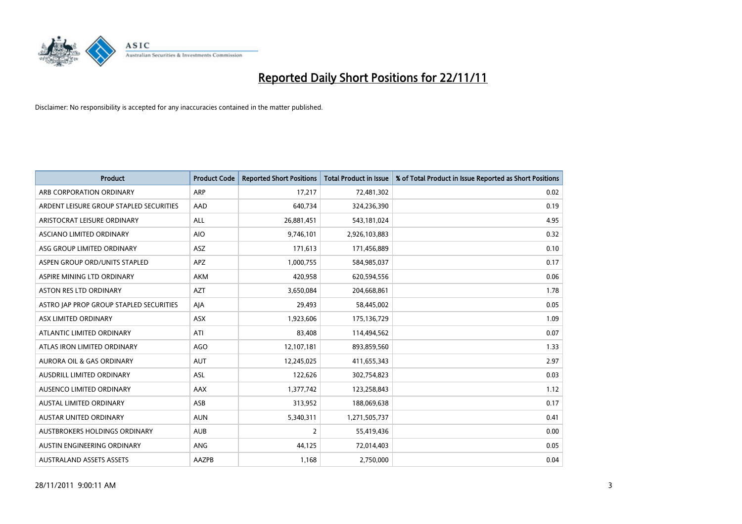# Reported Daily Short Positions for 22/11/11

Disclaimer: No responsibility is accepted for any inaccuracies contained in the matter published.

| Product | Product Code | Reported Short Positions | Total Product in Issue | % of Total Product in Issue Reported as Short Positions |
|---|---|---|---|---|
| ARB CORPORATION ORDINARY | ARP | 17,217 | 72,481,302 | 0.02 |
| ARDENT LEISURE GROUP STAPLED SECURITIES | AAD | 640,734 | 324,236,390 | 0.19 |
| ARISTOCRAT LEISURE ORDINARY | ALL | 26,881,451 | 543,181,024 | 4.95 |
| ASCIANO LIMITED ORDINARY | AIO | 9,746,101 | 2,926,103,883 | 0.32 |
| ASG GROUP LIMITED ORDINARY | ASZ | 171,613 | 171,456,889 | 0.10 |
| ASPEN GROUP ORD/UNITS STAPLED | APZ | 1,000,755 | 584,985,037 | 0.17 |
| ASPIRE MINING LTD ORDINARY | AKM | 420,958 | 620,594,556 | 0.06 |
| ASTON RES LTD ORDINARY | AZT | 3,650,084 | 204,668,861 | 1.78 |
| ASTRO JAP PROP GROUP STAPLED SECURITIES | AJA | 29,493 | 58,445,002 | 0.05 |
| ASX LIMITED ORDINARY | ASX | 1,923,606 | 175,136,729 | 1.09 |
| ATLANTIC LIMITED ORDINARY | ATI | 83,408 | 114,494,562 | 0.07 |
| ATLAS IRON LIMITED ORDINARY | AGO | 12,107,181 | 893,859,560 | 1.33 |
| AURORA OIL & GAS ORDINARY | AUT | 12,245,025 | 411,655,343 | 2.97 |
| AUSDRILL LIMITED ORDINARY | ASL | 122,626 | 302,754,823 | 0.03 |
| AUSENCO LIMITED ORDINARY | AAX | 1,377,742 | 123,258,843 | 1.12 |
| AUSTAL LIMITED ORDINARY | ASB | 313,952 | 188,069,638 | 0.17 |
| AUSTAR UNITED ORDINARY | AUN | 5,340,311 | 1,271,505,737 | 0.41 |
| AUSTBROKERS HOLDINGS ORDINARY | AUB | 2 | 55,419,436 | 0.00 |
| AUSTIN ENGINEERING ORDINARY | ANG | 44,125 | 72,014,403 | 0.05 |
| AUSTRALAND ASSETS ASSETS | AAZPB | 1,168 | 2,750,000 | 0.04 |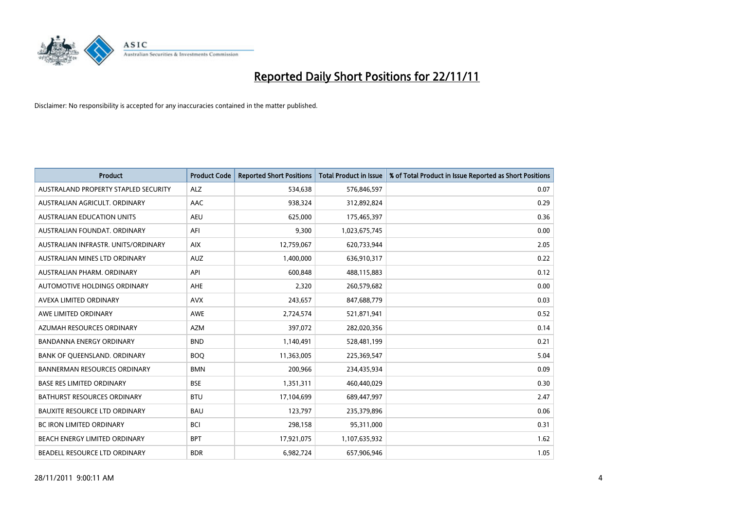# Reported Daily Short Positions for 22/11/11

Disclaimer: No responsibility is accepted for any inaccuracies contained in the matter published.

| Product | Product Code | Reported Short Positions | Total Product in Issue | % of Total Product in Issue Reported as Short Positions |
|---|---|---|---|---|
| AUSTRALAND PROPERTY STAPLED SECURITY | ALZ | 534,638 | 576,846,597 | 0.07 |
| AUSTRALIAN AGRICULT. ORDINARY | AAC | 938,324 | 312,892,824 | 0.29 |
| AUSTRALIAN EDUCATION UNITS | AEU | 625,000 | 175,465,397 | 0.36 |
| AUSTRALIAN FOUNDAT. ORDINARY | AFI | 9,300 | 1,023,675,745 | 0.00 |
| AUSTRALIAN INFRASTR. UNITS/ORDINARY | AIX | 12,759,067 | 620,733,944 | 2.05 |
| AUSTRALIAN MINES LTD ORDINARY | AUZ | 1,400,000 | 636,910,317 | 0.22 |
| AUSTRALIAN PHARM. ORDINARY | API | 600,848 | 488,115,883 | 0.12 |
| AUTOMOTIVE HOLDINGS ORDINARY | AHE | 2,320 | 260,579,682 | 0.00 |
| AVEXA LIMITED ORDINARY | AVX | 243,657 | 847,688,779 | 0.03 |
| AWE LIMITED ORDINARY | AWE | 2,724,574 | 521,871,941 | 0.52 |
| AZUMAH RESOURCES ORDINARY | AZM | 397,072 | 282,020,356 | 0.14 |
| BANDANNA ENERGY ORDINARY | BND | 1,140,491 | 528,481,199 | 0.21 |
| BANK OF QUEENSLAND. ORDINARY | BOQ | 11,363,005 | 225,369,547 | 5.04 |
| BANNERMAN RESOURCES ORDINARY | BMN | 200,966 | 234,435,934 | 0.09 |
| BASE RES LIMITED ORDINARY | BSE | 1,351,311 | 460,440,029 | 0.30 |
| BATHURST RESOURCES ORDINARY | BTU | 17,104,699 | 689,447,997 | 2.47 |
| BAUXITE RESOURCE LTD ORDINARY | BAU | 123,797 | 235,379,896 | 0.06 |
| BC IRON LIMITED ORDINARY | BCI | 298,158 | 95,311,000 | 0.31 |
| BEACH ENERGY LIMITED ORDINARY | BPT | 17,921,075 | 1,107,635,932 | 1.62 |
| BEADELL RESOURCE LTD ORDINARY | BDR | 6,982,724 | 657,906,946 | 1.05 |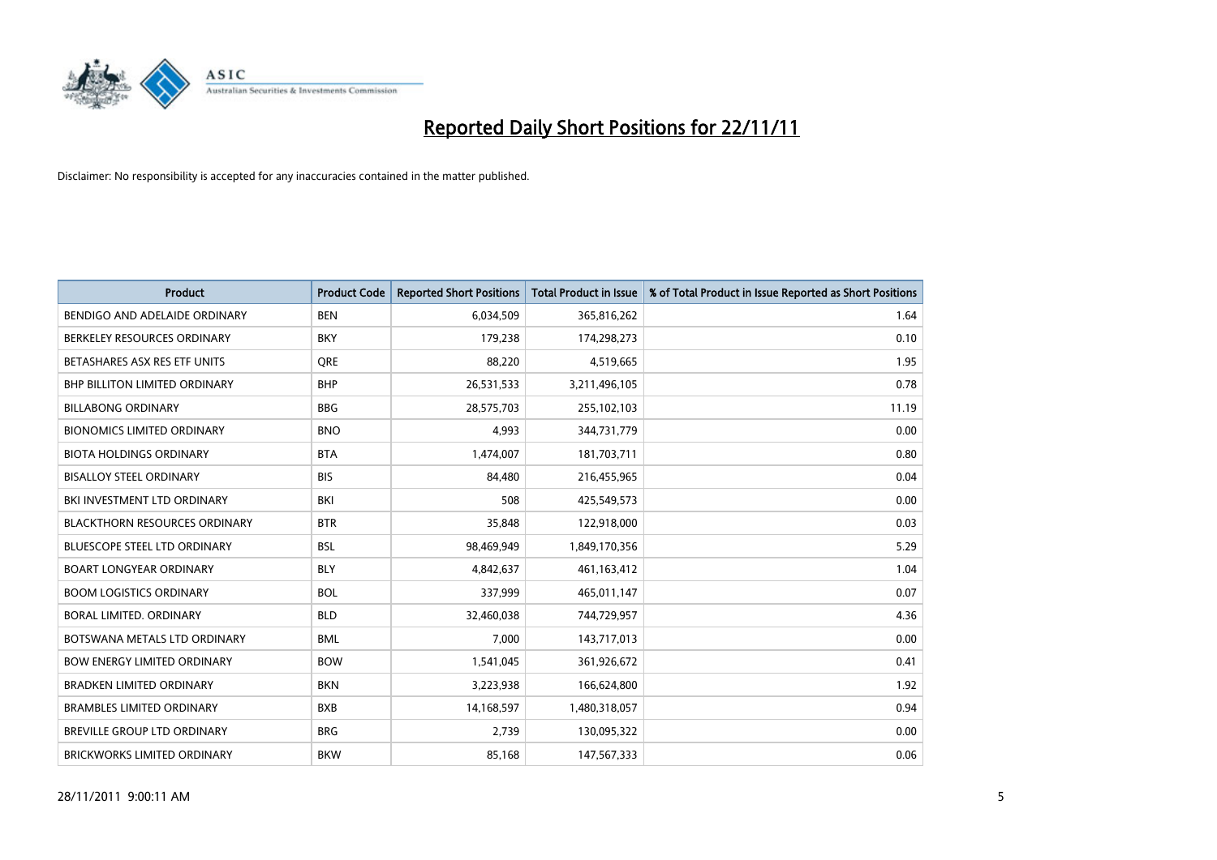# Reported Daily Short Positions for 22/11/11

Disclaimer: No responsibility is accepted for any inaccuracies contained in the matter published.

| Product | Product Code | Reported Short Positions | Total Product in Issue | % of Total Product in Issue Reported as Short Positions |
|---|---|---|---|---|
| BENDIGO AND ADELAIDE ORDINARY | BEN | 6,034,509 | 365,816,262 | 1.64 |
| BERKELEY RESOURCES ORDINARY | BKY | 179,238 | 174,298,273 | 0.10 |
| BETASHARES ASX RES ETF UNITS | QRE | 88,220 | 4,519,665 | 1.95 |
| BHP BILLITON LIMITED ORDINARY | BHP | 26,531,533 | 3,211,496,105 | 0.78 |
| BILLABONG ORDINARY | BBG | 28,575,703 | 255,102,103 | 11.19 |
| BIONOMICS LIMITED ORDINARY | BNO | 4,993 | 344,731,779 | 0.00 |
| BIOTA HOLDINGS ORDINARY | BTA | 1,474,007 | 181,703,711 | 0.80 |
| BISALLOY STEEL ORDINARY | BIS | 84,480 | 216,455,965 | 0.04 |
| BKI INVESTMENT LTD ORDINARY | BKI | 508 | 425,549,573 | 0.00 |
| BLACKTHORN RESOURCES ORDINARY | BTR | 35,848 | 122,918,000 | 0.03 |
| BLUESCOPE STEEL LTD ORDINARY | BSL | 98,469,949 | 1,849,170,356 | 5.29 |
| BOART LONGYEAR ORDINARY | BLY | 4,842,637 | 461,163,412 | 1.04 |
| BOOM LOGISTICS ORDINARY | BOL | 337,999 | 465,011,147 | 0.07 |
| BORAL LIMITED. ORDINARY | BLD | 32,460,038 | 744,729,957 | 4.36 |
| BOTSWANA METALS LTD ORDINARY | BML | 7,000 | 143,717,013 | 0.00 |
| BOW ENERGY LIMITED ORDINARY | BOW | 1,541,045 | 361,926,672 | 0.41 |
| BRADKEN LIMITED ORDINARY | BKN | 3,223,938 | 166,624,800 | 1.92 |
| BRAMBLES LIMITED ORDINARY | BXB | 14,168,597 | 1,480,318,057 | 0.94 |
| BREVILLE GROUP LTD ORDINARY | BRG | 2,739 | 130,095,322 | 0.00 |
| BRICKWORKS LIMITED ORDINARY | BKW | 85,168 | 147,567,333 | 0.06 |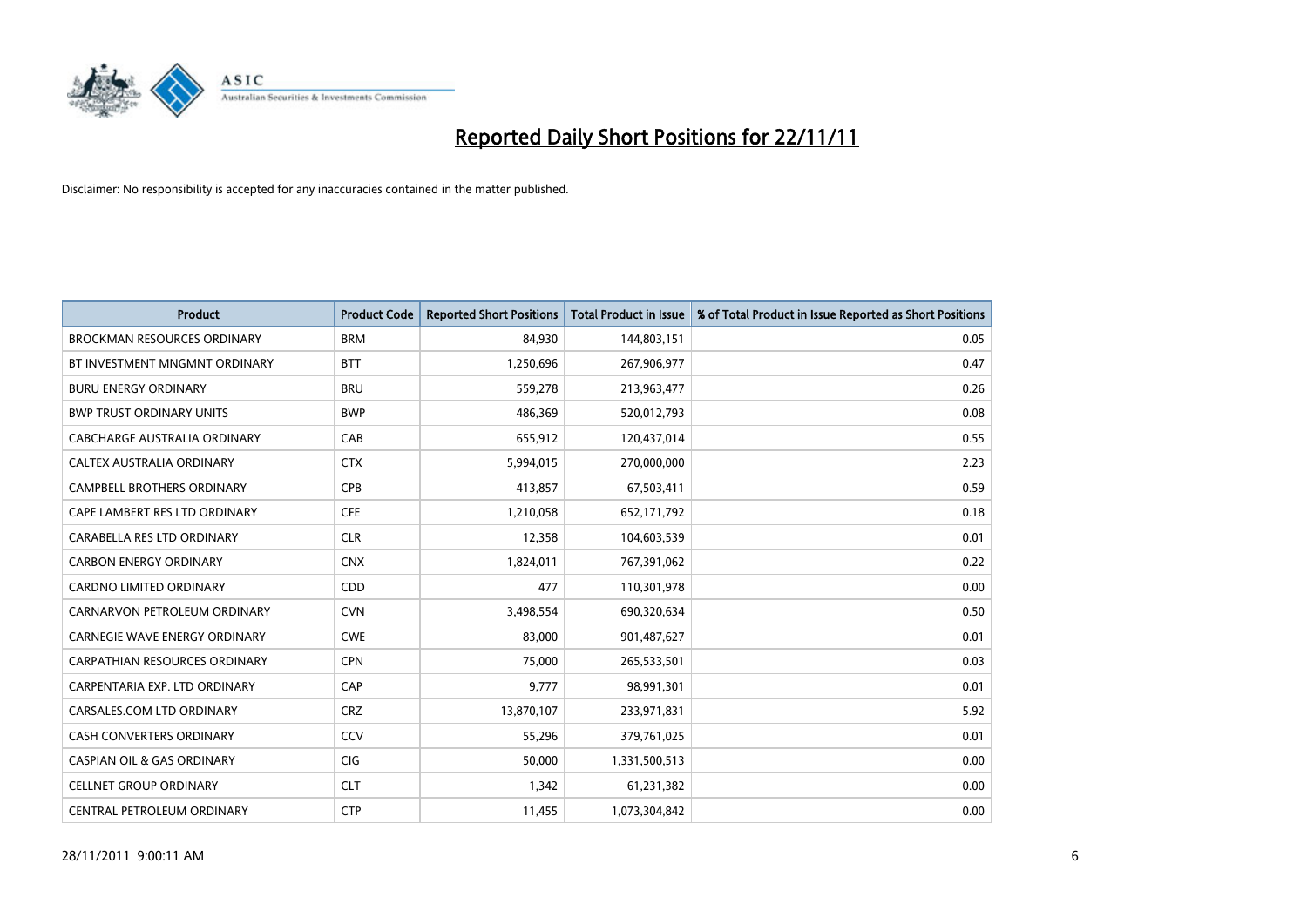# Reported Daily Short Positions for 22/11/11

Disclaimer: No responsibility is accepted for any inaccuracies contained in the matter published.

| Product | Product Code | Reported Short Positions | Total Product in Issue | % of Total Product in Issue Reported as Short Positions |
|---|---|---|---|---|
| BROCKMAN RESOURCES ORDINARY | BRM | 84,930 | 144,803,151 | 0.05 |
| BT INVESTMENT MNGMNT ORDINARY | BTT | 1,250,696 | 267,906,977 | 0.47 |
| BURU ENERGY ORDINARY | BRU | 559,278 | 213,963,477 | 0.26 |
| BWP TRUST ORDINARY UNITS | BWP | 486,369 | 520,012,793 | 0.08 |
| CABCHARGE AUSTRALIA ORDINARY | CAB | 655,912 | 120,437,014 | 0.55 |
| CALTEX AUSTRALIA ORDINARY | CTX | 5,994,015 | 270,000,000 | 2.23 |
| CAMPBELL BROTHERS ORDINARY | CPB | 413,857 | 67,503,411 | 0.59 |
| CAPE LAMBERT RES LTD ORDINARY | CFE | 1,210,058 | 652,171,792 | 0.18 |
| CARABELLA RES LTD ORDINARY | CLR | 12,358 | 104,603,539 | 0.01 |
| CARBON ENERGY ORDINARY | CNX | 1,824,011 | 767,391,062 | 0.22 |
| CARDNO LIMITED ORDINARY | CDD | 477 | 110,301,978 | 0.00 |
| CARNARVON PETROLEUM ORDINARY | CVN | 3,498,554 | 690,320,634 | 0.50 |
| CARNEGIE WAVE ENERGY ORDINARY | CWE | 83,000 | 901,487,627 | 0.01 |
| CARPATHIAN RESOURCES ORDINARY | CPN | 75,000 | 265,533,501 | 0.03 |
| CARPENTARIA EXP. LTD ORDINARY | CAP | 9,777 | 98,991,301 | 0.01 |
| CARSALES.COM LTD ORDINARY | CRZ | 13,870,107 | 233,971,831 | 5.92 |
| CASH CONVERTERS ORDINARY | CCV | 55,296 | 379,761,025 | 0.01 |
| CASPIAN OIL & GAS ORDINARY | CIG | 50,000 | 1,331,500,513 | 0.00 |
| CELLNET GROUP ORDINARY | CLT | 1,342 | 61,231,382 | 0.00 |
| CENTRAL PETROLEUM ORDINARY | CTP | 11,455 | 1,073,304,842 | 0.00 |

28/11/2011 9:00:11 AM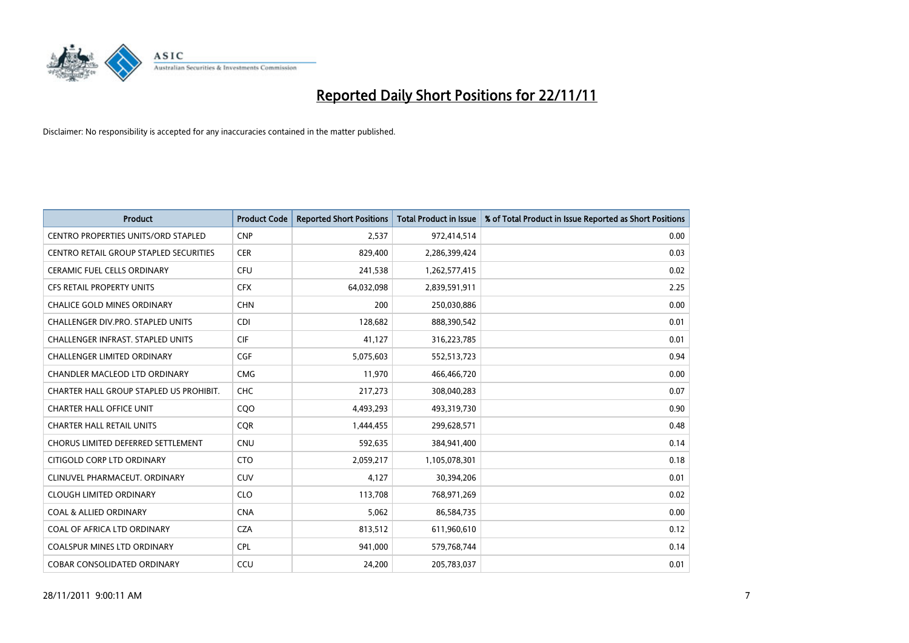# Reported Daily Short Positions for 22/11/11

Disclaimer: No responsibility is accepted for any inaccuracies contained in the matter published.

| Product | Product Code | Reported Short Positions | Total Product in Issue | % of Total Product in Issue Reported as Short Positions |
|---|---|---|---|---|
| CENTRO PROPERTIES UNITS/ORD STAPLED | CNP | 2,537 | 972,414,514 | 0.00 |
| CENTRO RETAIL GROUP STAPLED SECURITIES | CER | 829,400 | 2,286,399,424 | 0.03 |
| CERAMIC FUEL CELLS ORDINARY | CFU | 241,538 | 1,262,577,415 | 0.02 |
| CFS RETAIL PROPERTY UNITS | CFX | 64,032,098 | 2,839,591,911 | 2.25 |
| CHALICE GOLD MINES ORDINARY | CHN | 200 | 250,030,886 | 0.00 |
| CHALLENGER DIV.PRO. STAPLED UNITS | CDI | 128,682 | 888,390,542 | 0.01 |
| CHALLENGER INFRAST. STAPLED UNITS | CIF | 41,127 | 316,223,785 | 0.01 |
| CHALLENGER LIMITED ORDINARY | CGF | 5,075,603 | 552,513,723 | 0.94 |
| CHANDLER MACLEOD LTD ORDINARY | CMG | 11,970 | 466,466,720 | 0.00 |
| CHARTER HALL GROUP STAPLED US PROHIBIT. | CHC | 217,273 | 308,040,283 | 0.07 |
| CHARTER HALL OFFICE UNIT | CQO | 4,493,293 | 493,319,730 | 0.90 |
| CHARTER HALL RETAIL UNITS | CQR | 1,444,455 | 299,628,571 | 0.48 |
| CHORUS LIMITED DEFERRED SETTLEMENT | CNU | 592,635 | 384,941,400 | 0.14 |
| CITIGOLD CORP LTD ORDINARY | CTO | 2,059,217 | 1,105,078,301 | 0.18 |
| CLINUVEL PHARMACEUT. ORDINARY | CUV | 4,127 | 30,394,206 | 0.01 |
| CLOUGH LIMITED ORDINARY | CLO | 113,708 | 768,971,269 | 0.02 |
| COAL & ALLIED ORDINARY | CNA | 5,062 | 86,584,735 | 0.00 |
| COAL OF AFRICA LTD ORDINARY | CZA | 813,512 | 611,960,610 | 0.12 |
| COALSPUR MINES LTD ORDINARY | CPL | 941,000 | 579,768,744 | 0.14 |
| COBAR CONSOLIDATED ORDINARY | CCU | 24,200 | 205,783,037 | 0.01 |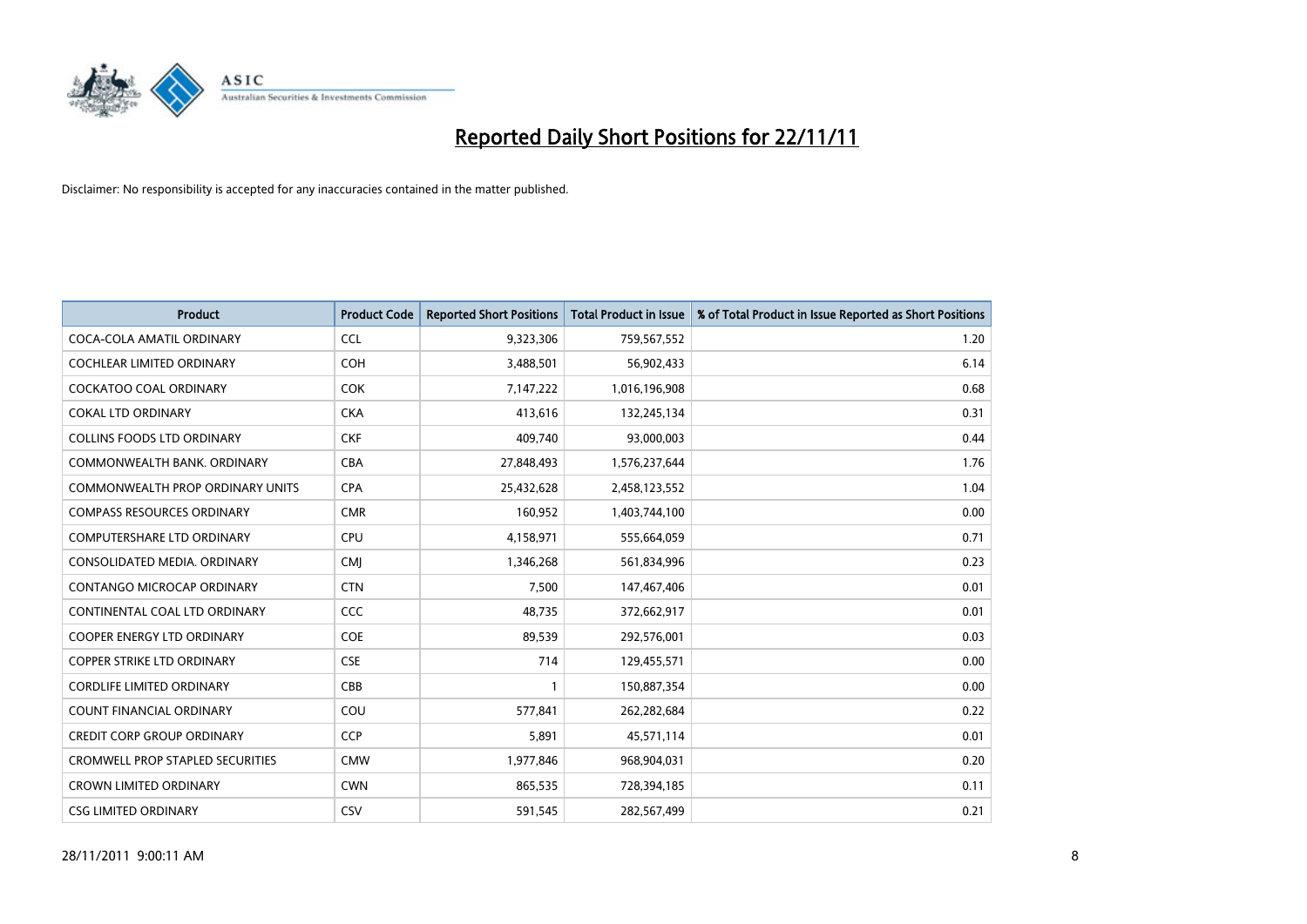# Reported Daily Short Positions for 22/11/11

Disclaimer: No responsibility is accepted for any inaccuracies contained in the matter published.

| Product | Product Code | Reported Short Positions | Total Product in Issue | % of Total Product in Issue Reported as Short Positions |
|---|---|---|---|---|
| COCA-COLA AMATIL ORDINARY | CCL | 9,323,306 | 759,567,552 | 1.20 |
| COCHLEAR LIMITED ORDINARY | COH | 3,488,501 | 56,902,433 | 6.14 |
| COCKATOO COAL ORDINARY | COK | 7,147,222 | 1,016,196,908 | 0.68 |
| COKAL LTD ORDINARY | CKA | 413,616 | 132,245,134 | 0.31 |
| COLLINS FOODS LTD ORDINARY | CKF | 409,740 | 93,000,003 | 0.44 |
| COMMONWEALTH BANK. ORDINARY | CBA | 27,848,493 | 1,576,237,644 | 1.76 |
| COMMONWEALTH PROP ORDINARY UNITS | CPA | 25,432,628 | 2,458,123,552 | 1.04 |
| COMPASS RESOURCES ORDINARY | CMR | 160,952 | 1,403,744,100 | 0.00 |
| COMPUTERSHARE LTD ORDINARY | CPU | 4,158,971 | 555,664,059 | 0.71 |
| CONSOLIDATED MEDIA. ORDINARY | CMJ | 1,346,268 | 561,834,996 | 0.23 |
| CONTANGO MICROCAP ORDINARY | CTN | 7,500 | 147,467,406 | 0.01 |
| CONTINENTAL COAL LTD ORDINARY | CCC | 48,735 | 372,662,917 | 0.01 |
| COOPER ENERGY LTD ORDINARY | COE | 89,539 | 292,576,001 | 0.03 |
| COPPER STRIKE LTD ORDINARY | CSE | 714 | 129,455,571 | 0.00 |
| CORDLIFE LIMITED ORDINARY | CBB | 1 | 150,887,354 | 0.00 |
| COUNT FINANCIAL ORDINARY | COU | 577,841 | 262,282,684 | 0.22 |
| CREDIT CORP GROUP ORDINARY | CCP | 5,891 | 45,571,114 | 0.01 |
| CROMWELL PROP STAPLED SECURITIES | CMW | 1,977,846 | 968,904,031 | 0.20 |
| CROWN LIMITED ORDINARY | CWN | 865,535 | 728,394,185 | 0.11 |
| CSG LIMITED ORDINARY | CSV | 591,545 | 282,567,499 | 0.21 |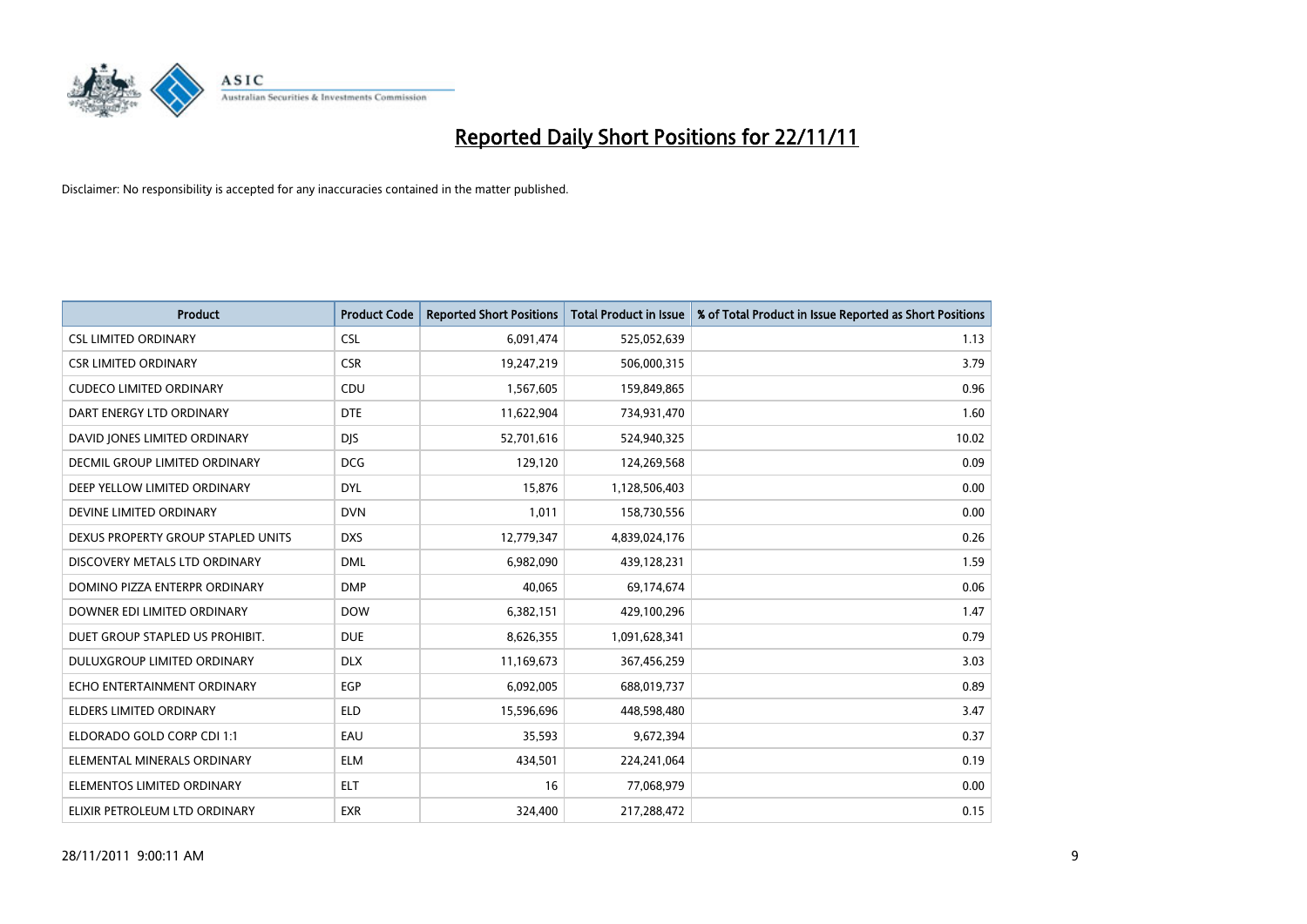# Reported Daily Short Positions for 22/11/11

Disclaimer: No responsibility is accepted for any inaccuracies contained in the matter published.

| Product | Product Code | Reported Short Positions | Total Product in Issue | % of Total Product in Issue Reported as Short Positions |
|---|---|---|---|---|
| CSL LIMITED ORDINARY | CSL | 6,091,474 | 525,052,639 | 1.13 |
| CSR LIMITED ORDINARY | CSR | 19,247,219 | 506,000,315 | 3.79 |
| CUDECO LIMITED ORDINARY | CDU | 1,567,605 | 159,849,865 | 0.96 |
| DART ENERGY LTD ORDINARY | DTE | 11,622,904 | 734,931,470 | 1.60 |
| DAVID JONES LIMITED ORDINARY | DJS | 52,701,616 | 524,940,325 | 10.02 |
| DECMIL GROUP LIMITED ORDINARY | DCG | 129,120 | 124,269,568 | 0.09 |
| DEEP YELLOW LIMITED ORDINARY | DYL | 15,876 | 1,128,506,403 | 0.00 |
| DEVINE LIMITED ORDINARY | DVN | 1,011 | 158,730,556 | 0.00 |
| DEXUS PROPERTY GROUP STAPLED UNITS | DXS | 12,779,347 | 4,839,024,176 | 0.26 |
| DISCOVERY METALS LTD ORDINARY | DML | 6,982,090 | 439,128,231 | 1.59 |
| DOMINO PIZZA ENTERPR ORDINARY | DMP | 40,065 | 69,174,674 | 0.06 |
| DOWNER EDI LIMITED ORDINARY | DOW | 6,382,151 | 429,100,296 | 1.47 |
| DUET GROUP STAPLED US PROHIBIT. | DUE | 8,626,355 | 1,091,628,341 | 0.79 |
| DULUXGROUP LIMITED ORDINARY | DLX | 11,169,673 | 367,456,259 | 3.03 |
| ECHO ENTERTAINMENT ORDINARY | EGP | 6,092,005 | 688,019,737 | 0.89 |
| ELDERS LIMITED ORDINARY | ELD | 15,596,696 | 448,598,480 | 3.47 |
| ELDORADO GOLD CORP CDI 1:1 | EAU | 35,593 | 9,672,394 | 0.37 |
| ELEMENTAL MINERALS ORDINARY | ELM | 434,501 | 224,241,064 | 0.19 |
| ELEMENTOS LIMITED ORDINARY | ELT | 16 | 77,068,979 | 0.00 |
| ELIXIR PETROLEUM LTD ORDINARY | EXR | 324,400 | 217,288,472 | 0.15 |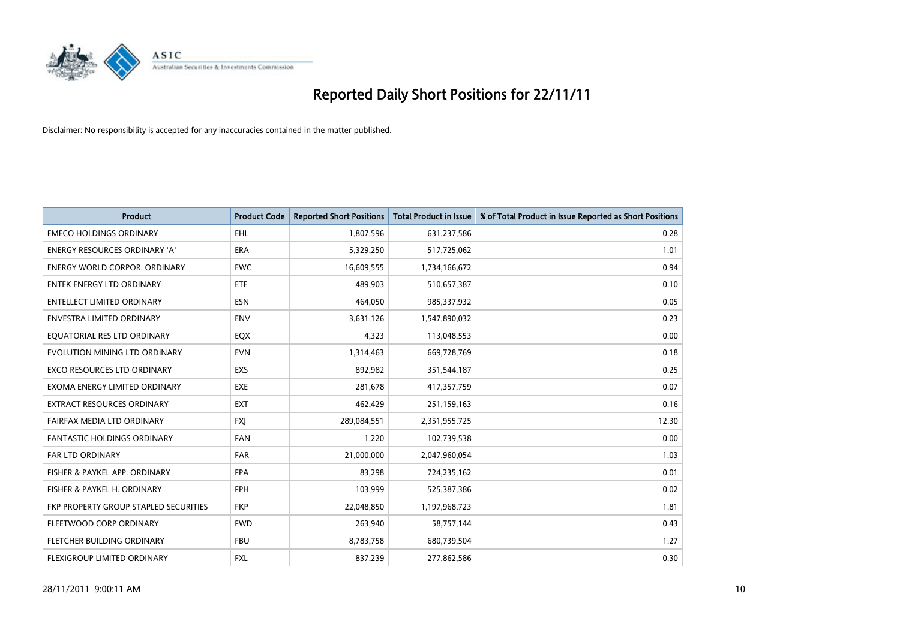# Reported Daily Short Positions for 22/11/11

Disclaimer: No responsibility is accepted for any inaccuracies contained in the matter published.

| Product | Product Code | Reported Short Positions | Total Product in Issue | % of Total Product in Issue Reported as Short Positions |
|---|---|---|---|---|
| EMECO HOLDINGS ORDINARY | EHL | 1,807,596 | 631,237,586 | 0.28 |
| ENERGY RESOURCES ORDINARY 'A' | ERA | 5,329,250 | 517,725,062 | 1.01 |
| ENERGY WORLD CORPOR. ORDINARY | EWC | 16,609,555 | 1,734,166,672 | 0.94 |
| ENTEK ENERGY LTD ORDINARY | ETE | 489,903 | 510,657,387 | 0.10 |
| ENTELLECT LIMITED ORDINARY | ESN | 464,050 | 985,337,932 | 0.05 |
| ENVESTRA LIMITED ORDINARY | ENV | 3,631,126 | 1,547,890,032 | 0.23 |
| EQUATORIAL RES LTD ORDINARY | EQX | 4,323 | 113,048,553 | 0.00 |
| EVOLUTION MINING LTD ORDINARY | EVN | 1,314,463 | 669,728,769 | 0.18 |
| EXCO RESOURCES LTD ORDINARY | EXS | 892,982 | 351,544,187 | 0.25 |
| EXOMA ENERGY LIMITED ORDINARY | EXE | 281,678 | 417,357,759 | 0.07 |
| EXTRACT RESOURCES ORDINARY | EXT | 462,429 | 251,159,163 | 0.16 |
| FAIRFAX MEDIA LTD ORDINARY | FXJ | 289,084,551 | 2,351,955,725 | 12.30 |
| FANTASTIC HOLDINGS ORDINARY | FAN | 1,220 | 102,739,538 | 0.00 |
| FAR LTD ORDINARY | FAR | 21,000,000 | 2,047,960,054 | 1.03 |
| FISHER & PAYKEL APP. ORDINARY | FPA | 83,298 | 724,235,162 | 0.01 |
| FISHER & PAYKEL H. ORDINARY | FPH | 103,999 | 525,387,386 | 0.02 |
| FKP PROPERTY GROUP STAPLED SECURITIES | FKP | 22,048,850 | 1,197,968,723 | 1.81 |
| FLEETWOOD CORP ORDINARY | FWD | 263,940 | 58,757,144 | 0.43 |
| FLETCHER BUILDING ORDINARY | FBU | 8,783,758 | 680,739,504 | 1.27 |
| FLEXIGROUP LIMITED ORDINARY | FXL | 837,239 | 277,862,586 | 0.30 |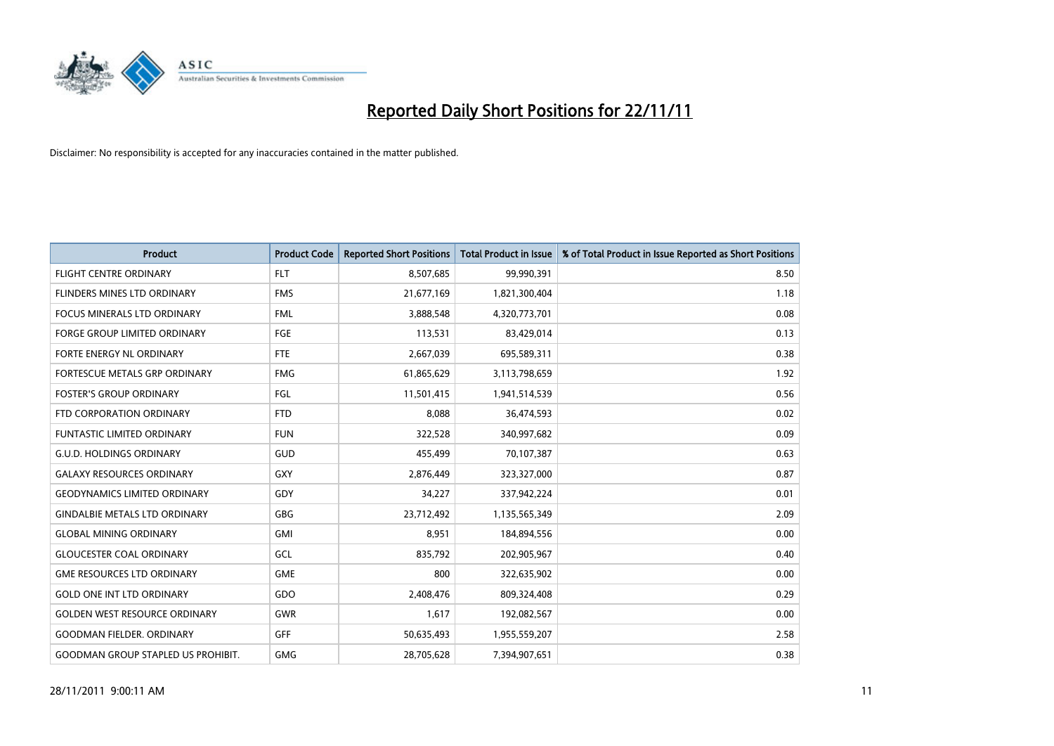# Reported Daily Short Positions for 22/11/11

Disclaimer: No responsibility is accepted for any inaccuracies contained in the matter published.

| Product | Product Code | Reported Short Positions | Total Product in Issue | % of Total Product in Issue Reported as Short Positions |
|---|---|---|---|---|
| FLIGHT CENTRE ORDINARY | FLT | 8,507,685 | 99,990,391 | 8.50 |
| FLINDERS MINES LTD ORDINARY | FMS | 21,677,169 | 1,821,300,404 | 1.18 |
| FOCUS MINERALS LTD ORDINARY | FML | 3,888,548 | 4,320,773,701 | 0.08 |
| FORGE GROUP LIMITED ORDINARY | FGE | 113,531 | 83,429,014 | 0.13 |
| FORTE ENERGY NL ORDINARY | FTE | 2,667,039 | 695,589,311 | 0.38 |
| FORTESCUE METALS GRP ORDINARY | FMG | 61,865,629 | 3,113,798,659 | 1.92 |
| FOSTER'S GROUP ORDINARY | FGL | 11,501,415 | 1,941,514,539 | 0.56 |
| FTD CORPORATION ORDINARY | FTD | 8,088 | 36,474,593 | 0.02 |
| FUNTASTIC LIMITED ORDINARY | FUN | 322,528 | 340,997,682 | 0.09 |
| G.U.D. HOLDINGS ORDINARY | GUD | 455,499 | 70,107,387 | 0.63 |
| GALAXY RESOURCES ORDINARY | GXY | 2,876,449 | 323,327,000 | 0.87 |
| GEODYNAMICS LIMITED ORDINARY | GDY | 34,227 | 337,942,224 | 0.01 |
| GINDALBIE METALS LTD ORDINARY | GBG | 23,712,492 | 1,135,565,349 | 2.09 |
| GLOBAL MINING ORDINARY | GMI | 8,951 | 184,894,556 | 0.00 |
| GLOUCESTER COAL ORDINARY | GCL | 835,792 | 202,905,967 | 0.40 |
| GME RESOURCES LTD ORDINARY | GME | 800 | 322,635,902 | 0.00 |
| GOLD ONE INT LTD ORDINARY | GDO | 2,408,476 | 809,324,408 | 0.29 |
| GOLDEN WEST RESOURCE ORDINARY | GWR | 1,617 | 192,082,567 | 0.00 |
| GOODMAN FIELDER. ORDINARY | GFF | 50,635,493 | 1,955,559,207 | 2.58 |
| GOODMAN GROUP STAPLED US PROHIBIT. | GMG | 28,705,628 | 7,394,907,651 | 0.38 |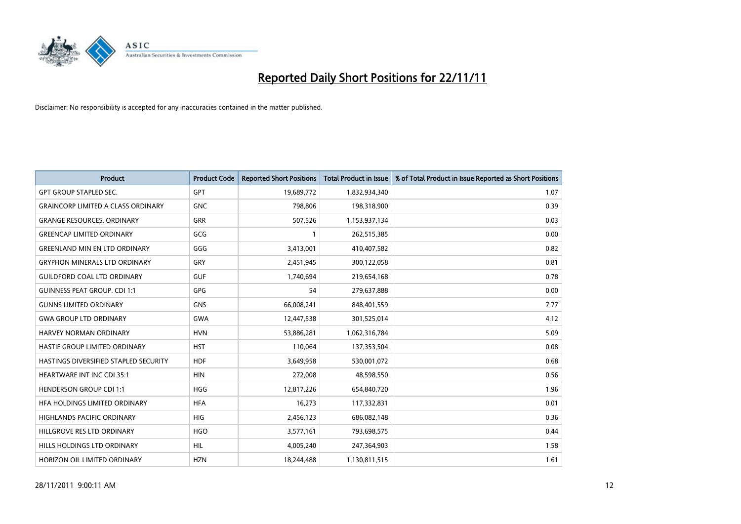# Reported Daily Short Positions for 22/11/11

Disclaimer: No responsibility is accepted for any inaccuracies contained in the matter published.

| Product | Product Code | Reported Short Positions | Total Product in Issue | % of Total Product in Issue Reported as Short Positions |
|---|---|---|---|---|
| GPT GROUP STAPLED SEC. | GPT | 19,689,772 | 1,832,934,340 | 1.07 |
| GRAINCORP LIMITED A CLASS ORDINARY | GNC | 798,806 | 198,318,900 | 0.39 |
| GRANGE RESOURCES. ORDINARY | GRR | 507,526 | 1,153,937,134 | 0.03 |
| GREENCAP LIMITED ORDINARY | GCG | 1 | 262,515,385 | 0.00 |
| GREENLAND MIN EN LTD ORDINARY | GGG | 3,413,001 | 410,407,582 | 0.82 |
| GRYPHON MINERALS LTD ORDINARY | GRY | 2,451,945 | 300,122,058 | 0.81 |
| GUILDFORD COAL LTD ORDINARY | GUF | 1,740,694 | 219,654,168 | 0.78 |
| GUINNESS PEAT GROUP. CDI 1:1 | GPG | 54 | 279,637,888 | 0.00 |
| GUNNS LIMITED ORDINARY | GNS | 66,008,241 | 848,401,559 | 7.77 |
| GWA GROUP LTD ORDINARY | GWA | 12,447,538 | 301,525,014 | 4.12 |
| HARVEY NORMAN ORDINARY | HVN | 53,886,281 | 1,062,316,784 | 5.09 |
| HASTIE GROUP LIMITED ORDINARY | HST | 110,064 | 137,353,504 | 0.08 |
| HASTINGS DIVERSIFIED STAPLED SECURITY | HDF | 3,649,958 | 530,001,072 | 0.68 |
| HEARTWARE INT INC CDI 35:1 | HIN | 272,008 | 48,598,550 | 0.56 |
| HENDERSON GROUP CDI 1:1 | HGG | 12,817,226 | 654,840,720 | 1.96 |
| HFA HOLDINGS LIMITED ORDINARY | HFA | 16,273 | 117,332,831 | 0.01 |
| HIGHLANDS PACIFIC ORDINARY | HIG | 2,456,123 | 686,082,148 | 0.36 |
| HILLGROVE RES LTD ORDINARY | HGO | 3,577,161 | 793,698,575 | 0.44 |
| HILLS HOLDINGS LTD ORDINARY | HIL | 4,005,240 | 247,364,903 | 1.58 |
| HORIZON OIL LIMITED ORDINARY | HZN | 18,244,488 | 1,130,811,515 | 1.61 |

28/11/2011 9:00:11 AM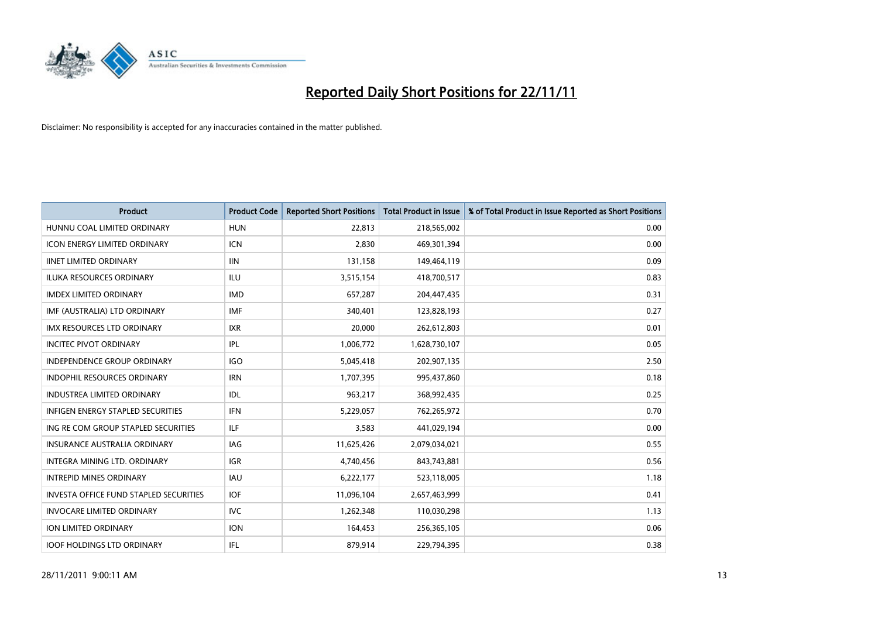# Reported Daily Short Positions for 22/11/11

Disclaimer: No responsibility is accepted for any inaccuracies contained in the matter published.

| Product | Product Code | Reported Short Positions | Total Product in Issue | % of Total Product in Issue Reported as Short Positions |
|---|---|---|---|---|
| HUNNU COAL LIMITED ORDINARY | HUN | 22,813 | 218,565,002 | 0.00 |
| ICON ENERGY LIMITED ORDINARY | ICN | 2,830 | 469,301,394 | 0.00 |
| IINET LIMITED ORDINARY | IIN | 131,158 | 149,464,119 | 0.09 |
| ILUKA RESOURCES ORDINARY | ILU | 3,515,154 | 418,700,517 | 0.83 |
| IMDEX LIMITED ORDINARY | IMD | 657,287 | 204,447,435 | 0.31 |
| IMF (AUSTRALIA) LTD ORDINARY | IMF | 340,401 | 123,828,193 | 0.27 |
| IMX RESOURCES LTD ORDINARY | IXR | 20,000 | 262,612,803 | 0.01 |
| INCITEC PIVOT ORDINARY | IPL | 1,006,772 | 1,628,730,107 | 0.05 |
| INDEPENDENCE GROUP ORDINARY | IGO | 5,045,418 | 202,907,135 | 2.50 |
| INDOPHIL RESOURCES ORDINARY | IRN | 1,707,395 | 995,437,860 | 0.18 |
| INDUSTREA LIMITED ORDINARY | IDL | 963,217 | 368,992,435 | 0.25 |
| INFIGEN ENERGY STAPLED SECURITIES | IFN | 5,229,057 | 762,265,972 | 0.70 |
| ING RE COM GROUP STAPLED SECURITIES | ILF | 3,583 | 441,029,194 | 0.00 |
| INSURANCE AUSTRALIA ORDINARY | IAG | 11,625,426 | 2,079,034,021 | 0.55 |
| INTEGRA MINING LTD. ORDINARY | IGR | 4,740,456 | 843,743,881 | 0.56 |
| INTREPID MINES ORDINARY | IAU | 6,222,177 | 523,118,005 | 1.18 |
| INVESTA OFFICE FUND STAPLED SECURITIES | IOF | 11,096,104 | 2,657,463,999 | 0.41 |
| INVOCARE LIMITED ORDINARY | IVC | 1,262,348 | 110,030,298 | 1.13 |
| ION LIMITED ORDINARY | ION | 164,453 | 256,365,105 | 0.06 |
| IOOF HOLDINGS LTD ORDINARY | IFL | 879,914 | 229,794,395 | 0.38 |

28/11/2011 9:00:11 AM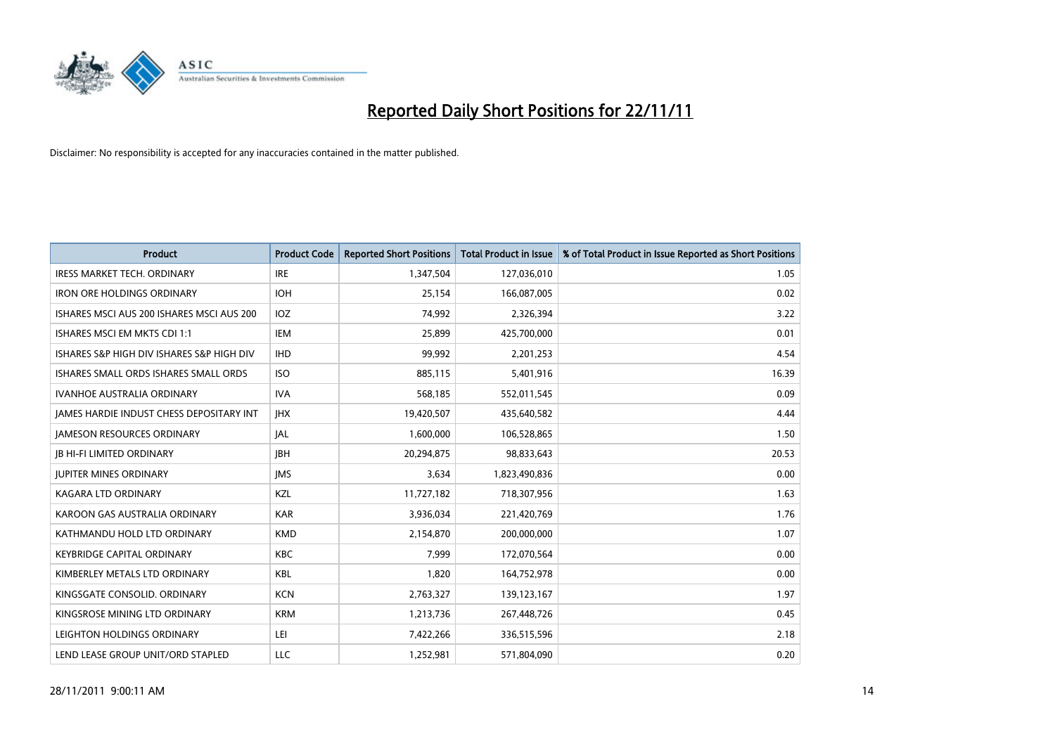# Reported Daily Short Positions for 22/11/11

Disclaimer: No responsibility is accepted for any inaccuracies contained in the matter published.

| Product | Product Code | Reported Short Positions | Total Product in Issue | % of Total Product in Issue Reported as Short Positions |
|---|---|---|---|---|
| IRESS MARKET TECH. ORDINARY | IRE | 1,347,504 | 127,036,010 | 1.05 |
| IRON ORE HOLDINGS ORDINARY | IOH | 25,154 | 166,087,005 | 0.02 |
| ISHARES MSCI AUS 200 ISHARES MSCI AUS 200 | IOZ | 74,992 | 2,326,394 | 3.22 |
| ISHARES MSCI EM MKTS CDI 1:1 | IEM | 25,899 | 425,700,000 | 0.01 |
| ISHARES S&P HIGH DIV ISHARES S&P HIGH DIV | IHD | 99,992 | 2,201,253 | 4.54 |
| ISHARES SMALL ORDS ISHARES SMALL ORDS | ISO | 885,115 | 5,401,916 | 16.39 |
| IVANHOE AUSTRALIA ORDINARY | IVA | 568,185 | 552,011,545 | 0.09 |
| JAMES HARDIE INDUST CHESS DEPOSITARY INT | JHX | 19,420,507 | 435,640,582 | 4.44 |
| JAMESON RESOURCES ORDINARY | JAL | 1,600,000 | 106,528,865 | 1.50 |
| JB HI-FI LIMITED ORDINARY | JBH | 20,294,875 | 98,833,643 | 20.53 |
| JUPITER MINES ORDINARY | JMS | 3,634 | 1,823,490,836 | 0.00 |
| KAGARA LTD ORDINARY | KZL | 11,727,182 | 718,307,956 | 1.63 |
| KAROON GAS AUSTRALIA ORDINARY | KAR | 3,936,034 | 221,420,769 | 1.76 |
| KATHMANDU HOLD LTD ORDINARY | KMD | 2,154,870 | 200,000,000 | 1.07 |
| KEYBRIDGE CAPITAL ORDINARY | KBC | 7,999 | 172,070,564 | 0.00 |
| KIMBERLEY METALS LTD ORDINARY | KBL | 1,820 | 164,752,978 | 0.00 |
| KINGSGATE CONSOLID. ORDINARY | KCN | 2,763,327 | 139,123,167 | 1.97 |
| KINGSROSE MINING LTD ORDINARY | KRM | 1,213,736 | 267,448,726 | 0.45 |
| LEIGHTON HOLDINGS ORDINARY | LEI | 7,422,266 | 336,515,596 | 2.18 |
| LEND LEASE GROUP UNIT/ORD STAPLED | LLC | 1,252,981 | 571,804,090 | 0.20 |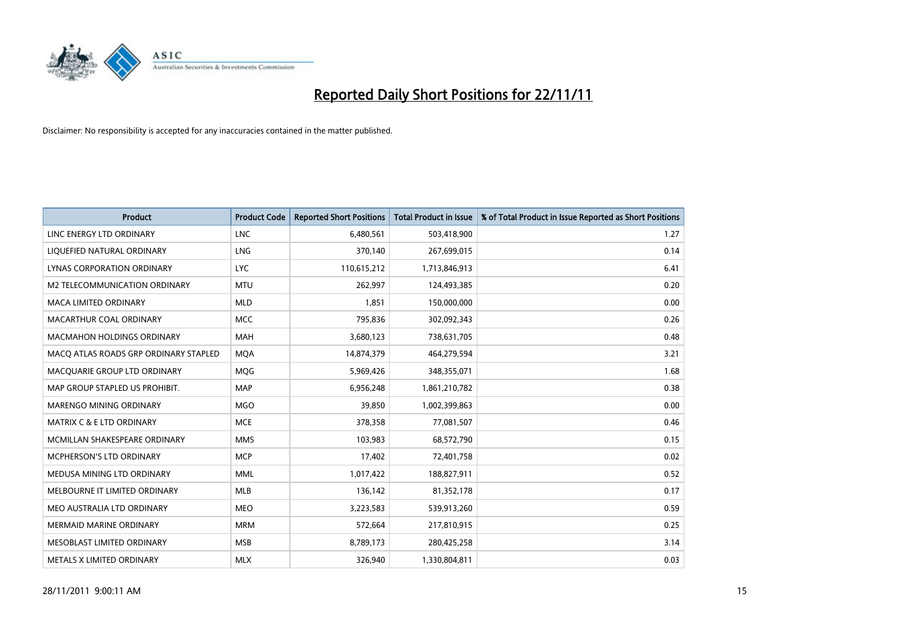# Reported Daily Short Positions for 22/11/11

Disclaimer: No responsibility is accepted for any inaccuracies contained in the matter published.

| Product | Product Code | Reported Short Positions | Total Product in Issue | % of Total Product in Issue Reported as Short Positions |
|---|---|---|---|---|
| LINC ENERGY LTD ORDINARY | LNC | 6,480,561 | 503,418,900 | 1.27 |
| LIQUEFIED NATURAL ORDINARY | LNG | 370,140 | 267,699,015 | 0.14 |
| LYNAS CORPORATION ORDINARY | LYC | 110,615,212 | 1,713,846,913 | 6.41 |
| M2 TELECOMMUNICATION ORDINARY | MTU | 262,997 | 124,493,385 | 0.20 |
| MACA LIMITED ORDINARY | MLD | 1,851 | 150,000,000 | 0.00 |
| MACARTHUR COAL ORDINARY | MCC | 795,836 | 302,092,343 | 0.26 |
| MACMAHON HOLDINGS ORDINARY | MAH | 3,680,123 | 738,631,705 | 0.48 |
| MACQ ATLAS ROADS GRP ORDINARY STAPLED | MQA | 14,874,379 | 464,279,594 | 3.21 |
| MACQUARIE GROUP LTD ORDINARY | MQG | 5,969,426 | 348,355,071 | 1.68 |
| MAP GROUP STAPLED US PROHIBIT. | MAP | 6,956,248 | 1,861,210,782 | 0.38 |
| MARENGO MINING ORDINARY | MGO | 39,850 | 1,002,399,863 | 0.00 |
| MATRIX C & E LTD ORDINARY | MCE | 378,358 | 77,081,507 | 0.46 |
| MCMILLAN SHAKESPEARE ORDINARY | MMS | 103,983 | 68,572,790 | 0.15 |
| MCPHERSON'S LTD ORDINARY | MCP | 17,402 | 72,401,758 | 0.02 |
| MEDUSA MINING LTD ORDINARY | MML | 1,017,422 | 188,827,911 | 0.52 |
| MELBOURNE IT LIMITED ORDINARY | MLB | 136,142 | 81,352,178 | 0.17 |
| MEO AUSTRALIA LTD ORDINARY | MEO | 3,223,583 | 539,913,260 | 0.59 |
| MERMAID MARINE ORDINARY | MRM | 572,664 | 217,810,915 | 0.25 |
| MESOBLAST LIMITED ORDINARY | MSB | 8,789,173 | 280,425,258 | 3.14 |
| METALS X LIMITED ORDINARY | MLX | 326,940 | 1,330,804,811 | 0.03 |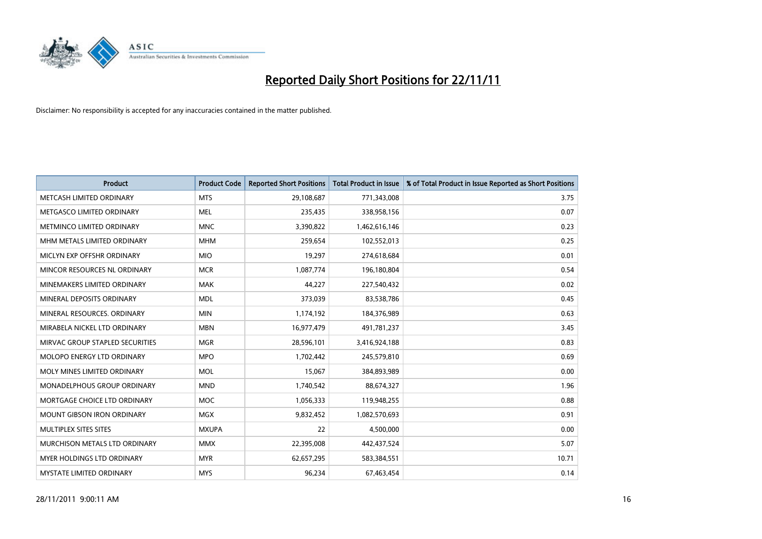# Reported Daily Short Positions for 22/11/11

Disclaimer: No responsibility is accepted for any inaccuracies contained in the matter published.

| Product | Product Code | Reported Short Positions | Total Product in Issue | % of Total Product in Issue Reported as Short Positions |
|---|---|---|---|---|
| METCASH LIMITED ORDINARY | MTS | 29,108,687 | 771,343,008 | 3.75 |
| METGASCO LIMITED ORDINARY | MEL | 235,435 | 338,958,156 | 0.07 |
| METMINCO LIMITED ORDINARY | MNC | 3,390,822 | 1,462,616,146 | 0.23 |
| MHM METALS LIMITED ORDINARY | MHM | 259,654 | 102,552,013 | 0.25 |
| MICLYN EXP OFFSHR ORDINARY | MIO | 19,297 | 274,618,684 | 0.01 |
| MINCOR RESOURCES NL ORDINARY | MCR | 1,087,774 | 196,180,804 | 0.54 |
| MINEMAKERS LIMITED ORDINARY | MAK | 44,227 | 227,540,432 | 0.02 |
| MINERAL DEPOSITS ORDINARY | MDL | 373,039 | 83,538,786 | 0.45 |
| MINERAL RESOURCES. ORDINARY | MIN | 1,174,192 | 184,376,989 | 0.63 |
| MIRABELA NICKEL LTD ORDINARY | MBN | 16,977,479 | 491,781,237 | 3.45 |
| MIRVAC GROUP STAPLED SECURITIES | MGR | 28,596,101 | 3,416,924,188 | 0.83 |
| MOLOPO ENERGY LTD ORDINARY | MPO | 1,702,442 | 245,579,810 | 0.69 |
| MOLY MINES LIMITED ORDINARY | MOL | 15,067 | 384,893,989 | 0.00 |
| MONADELPHOUS GROUP ORDINARY | MND | 1,740,542 | 88,674,327 | 1.96 |
| MORTGAGE CHOICE LTD ORDINARY | MOC | 1,056,333 | 119,948,255 | 0.88 |
| MOUNT GIBSON IRON ORDINARY | MGX | 9,832,452 | 1,082,570,693 | 0.91 |
| MULTIPLEX SITES SITES | MXUPA | 22 | 4,500,000 | 0.00 |
| MURCHISON METALS LTD ORDINARY | MMX | 22,395,008 | 442,437,524 | 5.07 |
| MYER HOLDINGS LTD ORDINARY | MYR | 62,657,295 | 583,384,551 | 10.71 |
| MYSTATE LIMITED ORDINARY | MYS | 96,234 | 67,463,454 | 0.14 |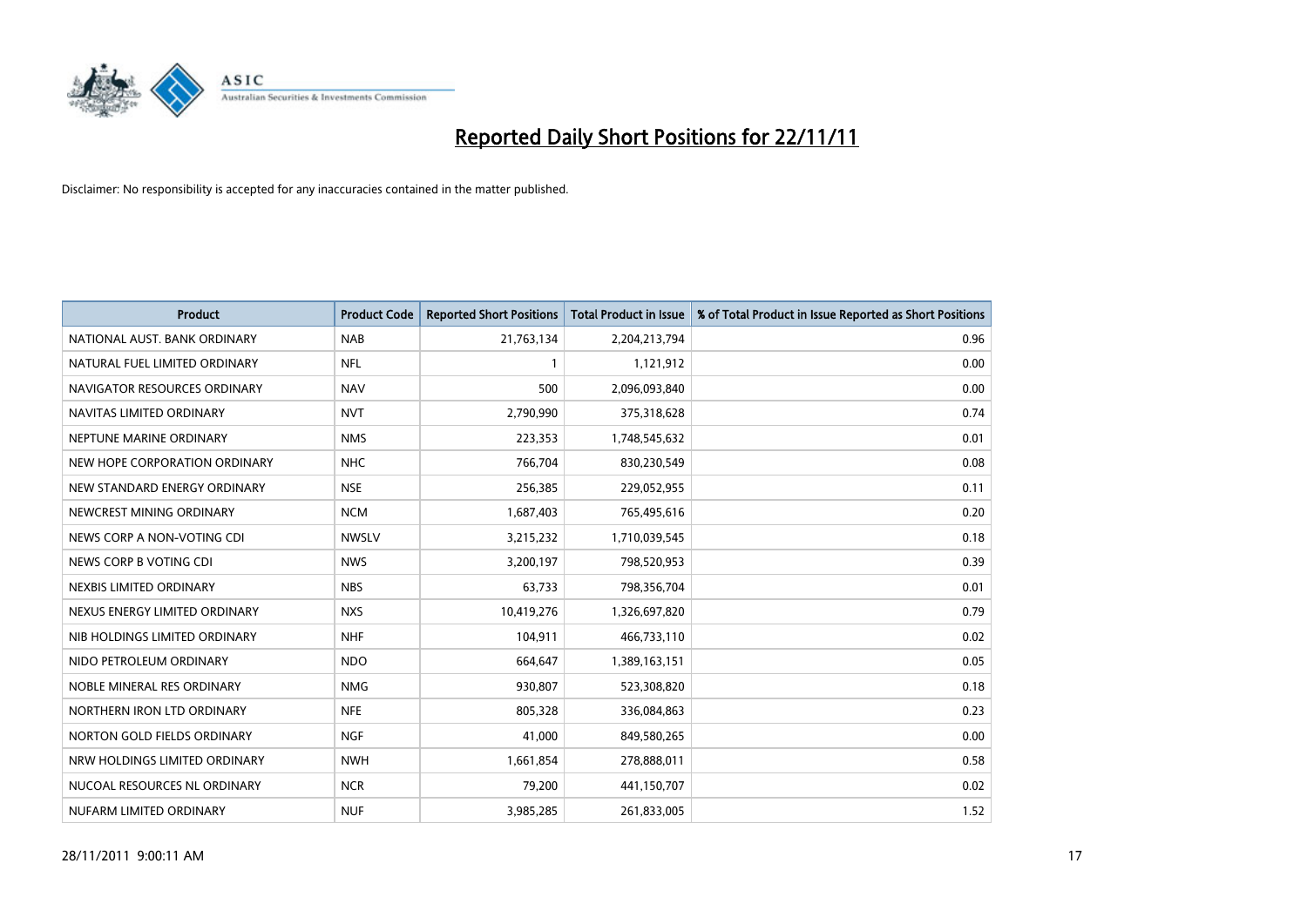# Reported Daily Short Positions for 22/11/11

Disclaimer: No responsibility is accepted for any inaccuracies contained in the matter published.

| Product | Product Code | Reported Short Positions | Total Product in Issue | % of Total Product in Issue Reported as Short Positions |
|---|---|---|---|---|
| NATIONAL AUST. BANK ORDINARY | NAB | 21,763,134 | 2,204,213,794 | 0.96 |
| NATURAL FUEL LIMITED ORDINARY | NFL | 1 | 1,121,912 | 0.00 |
| NAVIGATOR RESOURCES ORDINARY | NAV | 500 | 2,096,093,840 | 0.00 |
| NAVITAS LIMITED ORDINARY | NVT | 2,790,990 | 375,318,628 | 0.74 |
| NEPTUNE MARINE ORDINARY | NMS | 223,353 | 1,748,545,632 | 0.01 |
| NEW HOPE CORPORATION ORDINARY | NHC | 766,704 | 830,230,549 | 0.08 |
| NEW STANDARD ENERGY ORDINARY | NSE | 256,385 | 229,052,955 | 0.11 |
| NEWCREST MINING ORDINARY | NCM | 1,687,403 | 765,495,616 | 0.20 |
| NEWS CORP A NON-VOTING CDI | NWSLV | 3,215,232 | 1,710,039,545 | 0.18 |
| NEWS CORP B VOTING CDI | NWS | 3,200,197 | 798,520,953 | 0.39 |
| NEXBIS LIMITED ORDINARY | NBS | 63,733 | 798,356,704 | 0.01 |
| NEXUS ENERGY LIMITED ORDINARY | NXS | 10,419,276 | 1,326,697,820 | 0.79 |
| NIB HOLDINGS LIMITED ORDINARY | NHF | 104,911 | 466,733,110 | 0.02 |
| NIDO PETROLEUM ORDINARY | NDO | 664,647 | 1,389,163,151 | 0.05 |
| NOBLE MINERAL RES ORDINARY | NMG | 930,807 | 523,308,820 | 0.18 |
| NORTHERN IRON LTD ORDINARY | NFE | 805,328 | 336,084,863 | 0.23 |
| NORTON GOLD FIELDS ORDINARY | NGF | 41,000 | 849,580,265 | 0.00 |
| NRW HOLDINGS LIMITED ORDINARY | NWH | 1,661,854 | 278,888,011 | 0.58 |
| NUCOAL RESOURCES NL ORDINARY | NCR | 79,200 | 441,150,707 | 0.02 |
| NUFARM LIMITED ORDINARY | NUF | 3,985,285 | 261,833,005 | 1.52 |

28/11/2011 9:00:11 AM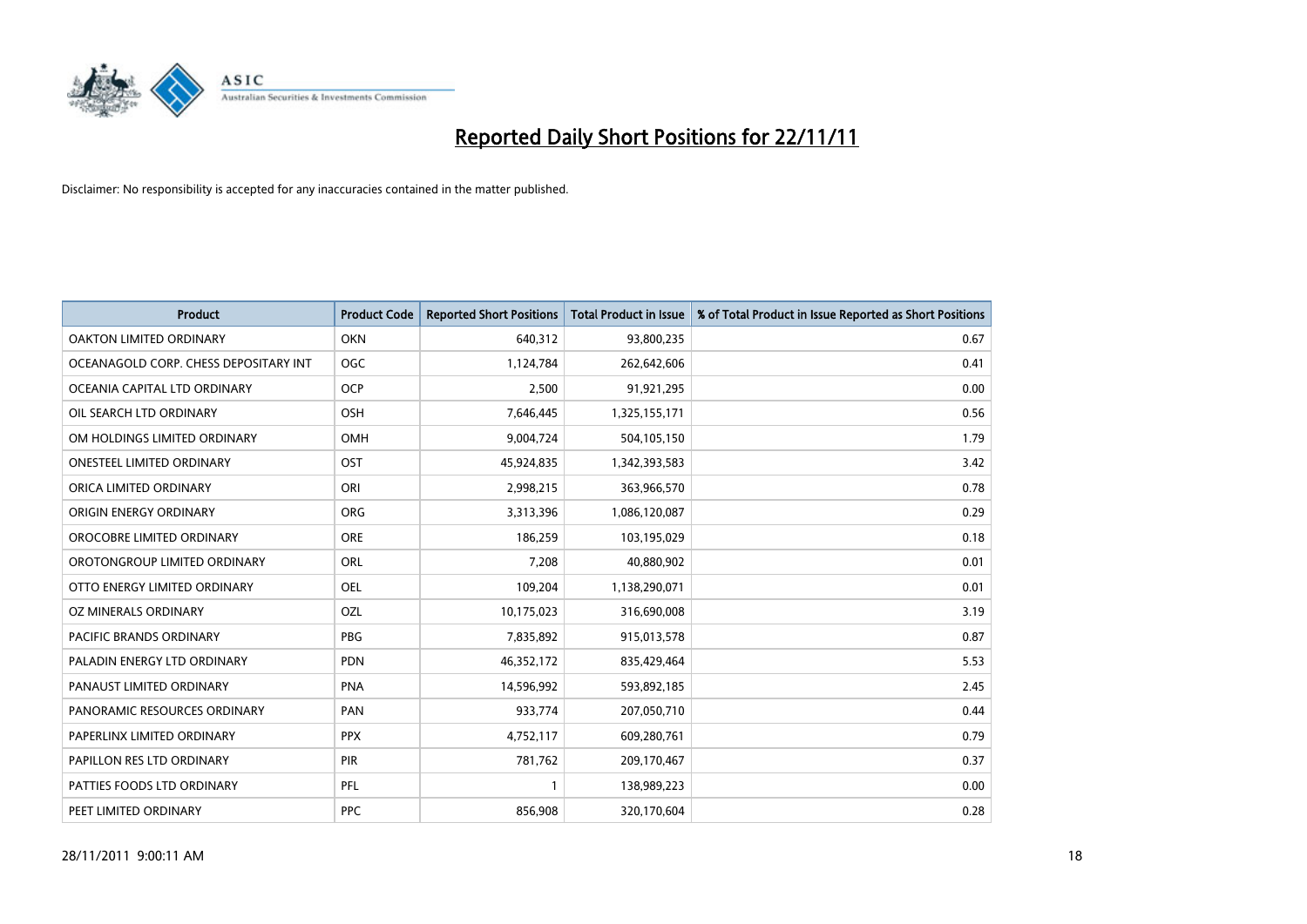# Reported Daily Short Positions for 22/11/11

Disclaimer: No responsibility is accepted for any inaccuracies contained in the matter published.

| Product | Product Code | Reported Short Positions | Total Product in Issue | % of Total Product in Issue Reported as Short Positions |
|---|---|---|---|---|
| OAKTON LIMITED ORDINARY | OKN | 640,312 | 93,800,235 | 0.67 |
| OCEANAGOLD CORP. CHESS DEPOSITARY INT | OGC | 1,124,784 | 262,642,606 | 0.41 |
| OCEANIA CAPITAL LTD ORDINARY | OCP | 2,500 | 91,921,295 | 0.00 |
| OIL SEARCH LTD ORDINARY | OSH | 7,646,445 | 1,325,155,171 | 0.56 |
| OM HOLDINGS LIMITED ORDINARY | OMH | 9,004,724 | 504,105,150 | 1.79 |
| ONESTEEL LIMITED ORDINARY | OST | 45,924,835 | 1,342,393,583 | 3.42 |
| ORICA LIMITED ORDINARY | ORI | 2,998,215 | 363,966,570 | 0.78 |
| ORIGIN ENERGY ORDINARY | ORG | 3,313,396 | 1,086,120,087 | 0.29 |
| OROCOBRE LIMITED ORDINARY | ORE | 186,259 | 103,195,029 | 0.18 |
| OROTONGROUP LIMITED ORDINARY | ORL | 7,208 | 40,880,902 | 0.01 |
| OTTO ENERGY LIMITED ORDINARY | OEL | 109,204 | 1,138,290,071 | 0.01 |
| OZ MINERALS ORDINARY | OZL | 10,175,023 | 316,690,008 | 3.19 |
| PACIFIC BRANDS ORDINARY | PBG | 7,835,892 | 915,013,578 | 0.87 |
| PALADIN ENERGY LTD ORDINARY | PDN | 46,352,172 | 835,429,464 | 5.53 |
| PANAUST LIMITED ORDINARY | PNA | 14,596,992 | 593,892,185 | 2.45 |
| PANORAMIC RESOURCES ORDINARY | PAN | 933,774 | 207,050,710 | 0.44 |
| PAPERLINX LIMITED ORDINARY | PPX | 4,752,117 | 609,280,761 | 0.79 |
| PAPILLON RES LTD ORDINARY | PIR | 781,762 | 209,170,467 | 0.37 |
| PATTIES FOODS LTD ORDINARY | PFL | 1 | 138,989,223 | 0.00 |
| PEET LIMITED ORDINARY | PPC | 856,908 | 320,170,604 | 0.28 |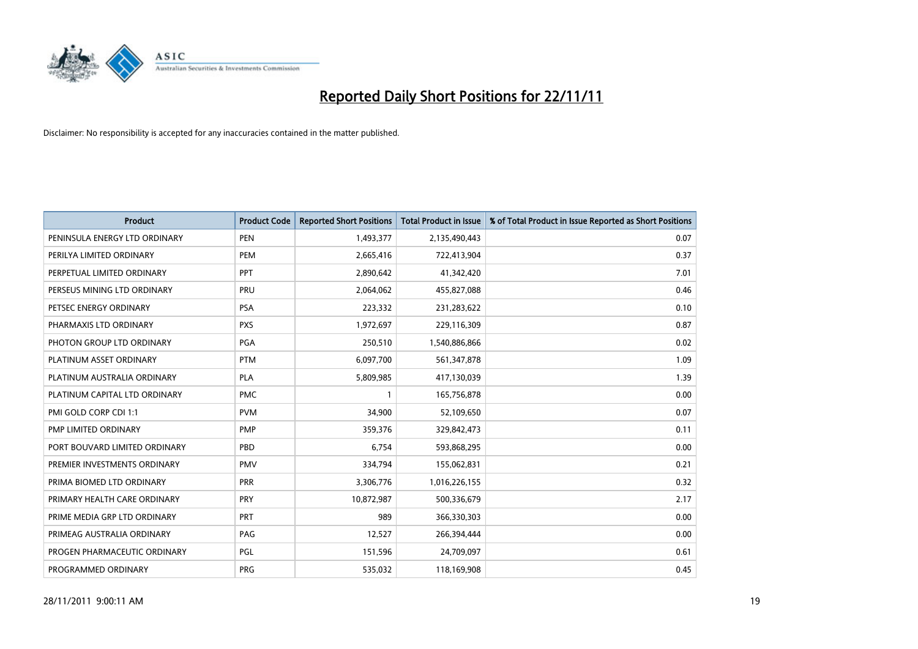# Reported Daily Short Positions for 22/11/11

Disclaimer: No responsibility is accepted for any inaccuracies contained in the matter published.

| Product | Product Code | Reported Short Positions | Total Product in Issue | % of Total Product in Issue Reported as Short Positions |
|---|---|---|---|---|
| PENINSULA ENERGY LTD ORDINARY | PEN | 1,493,377 | 2,135,490,443 | 0.07 |
| PERILYA LIMITED ORDINARY | PEM | 2,665,416 | 722,413,904 | 0.37 |
| PERPETUAL LIMITED ORDINARY | PPT | 2,890,642 | 41,342,420 | 7.01 |
| PERSEUS MINING LTD ORDINARY | PRU | 2,064,062 | 455,827,088 | 0.46 |
| PETSEC ENERGY ORDINARY | PSA | 223,332 | 231,283,622 | 0.10 |
| PHARMAXIS LTD ORDINARY | PXS | 1,972,697 | 229,116,309 | 0.87 |
| PHOTON GROUP LTD ORDINARY | PGA | 250,510 | 1,540,886,866 | 0.02 |
| PLATINUM ASSET ORDINARY | PTM | 6,097,700 | 561,347,878 | 1.09 |
| PLATINUM AUSTRALIA ORDINARY | PLA | 5,809,985 | 417,130,039 | 1.39 |
| PLATINUM CAPITAL LTD ORDINARY | PMC | 1 | 165,756,878 | 0.00 |
| PMI GOLD CORP CDI 1:1 | PVM | 34,900 | 52,109,650 | 0.07 |
| PMP LIMITED ORDINARY | PMP | 359,376 | 329,842,473 | 0.11 |
| PORT BOUVARD LIMITED ORDINARY | PBD | 6,754 | 593,868,295 | 0.00 |
| PREMIER INVESTMENTS ORDINARY | PMV | 334,794 | 155,062,831 | 0.21 |
| PRIMA BIOMED LTD ORDINARY | PRR | 3,306,776 | 1,016,226,155 | 0.32 |
| PRIMARY HEALTH CARE ORDINARY | PRY | 10,872,987 | 500,336,679 | 2.17 |
| PRIME MEDIA GRP LTD ORDINARY | PRT | 989 | 366,330,303 | 0.00 |
| PRIMEAG AUSTRALIA ORDINARY | PAG | 12,527 | 266,394,444 | 0.00 |
| PROGEN PHARMACEUTIC ORDINARY | PGL | 151,596 | 24,709,097 | 0.61 |
| PROGRAMMED ORDINARY | PRG | 535,032 | 118,169,908 | 0.45 |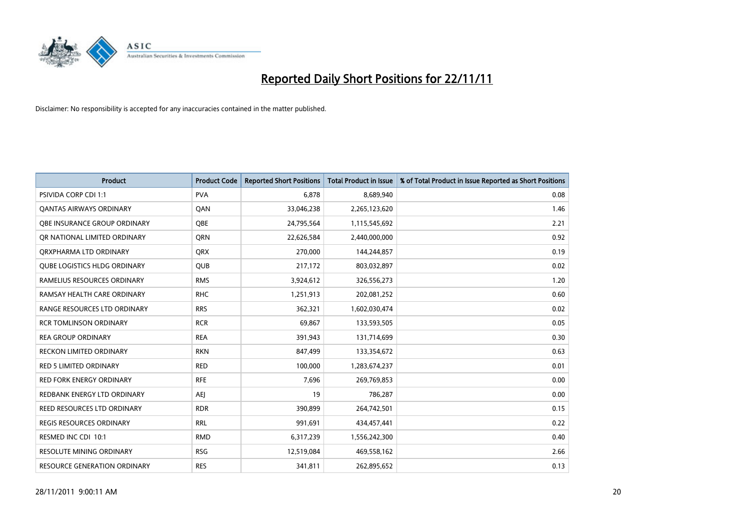# Reported Daily Short Positions for 22/11/11

Disclaimer: No responsibility is accepted for any inaccuracies contained in the matter published.

| Product | Product Code | Reported Short Positions | Total Product in Issue | % of Total Product in Issue Reported as Short Positions |
|---|---|---|---|---|
| PSIVIDA CORP CDI 1:1 | PVA | 6,878 | 8,689,940 | 0.08 |
| QANTAS AIRWAYS ORDINARY | QAN | 33,046,238 | 2,265,123,620 | 1.46 |
| QBE INSURANCE GROUP ORDINARY | QBE | 24,795,564 | 1,115,545,692 | 2.21 |
| QR NATIONAL LIMITED ORDINARY | QRN | 22,626,584 | 2,440,000,000 | 0.92 |
| QRXPHARMA LTD ORDINARY | QRX | 270,000 | 144,244,857 | 0.19 |
| QUBE LOGISTICS HLDG ORDINARY | QUB | 217,172 | 803,032,897 | 0.02 |
| RAMELIUS RESOURCES ORDINARY | RMS | 3,924,612 | 326,556,273 | 1.20 |
| RAMSAY HEALTH CARE ORDINARY | RHC | 1,251,913 | 202,081,252 | 0.60 |
| RANGE RESOURCES LTD ORDINARY | RRS | 362,321 | 1,602,030,474 | 0.02 |
| RCR TOMLINSON ORDINARY | RCR | 69,867 | 133,593,505 | 0.05 |
| REA GROUP ORDINARY | REA | 391,943 | 131,714,699 | 0.30 |
| RECKON LIMITED ORDINARY | RKN | 847,499 | 133,354,672 | 0.63 |
| RED 5 LIMITED ORDINARY | RED | 100,000 | 1,283,674,237 | 0.01 |
| RED FORK ENERGY ORDINARY | RFE | 7,696 | 269,769,853 | 0.00 |
| REDBANK ENERGY LTD ORDINARY | AEJ | 19 | 786,287 | 0.00 |
| REED RESOURCES LTD ORDINARY | RDR | 390,899 | 264,742,501 | 0.15 |
| REGIS RESOURCES ORDINARY | RRL | 991,691 | 434,457,441 | 0.22 |
| RESMED INC CDI 10:1 | RMD | 6,317,239 | 1,556,242,300 | 0.40 |
| RESOLUTE MINING ORDINARY | RSG | 12,519,084 | 469,558,162 | 2.66 |
| RESOURCE GENERATION ORDINARY | RES | 341,811 | 262,895,652 | 0.13 |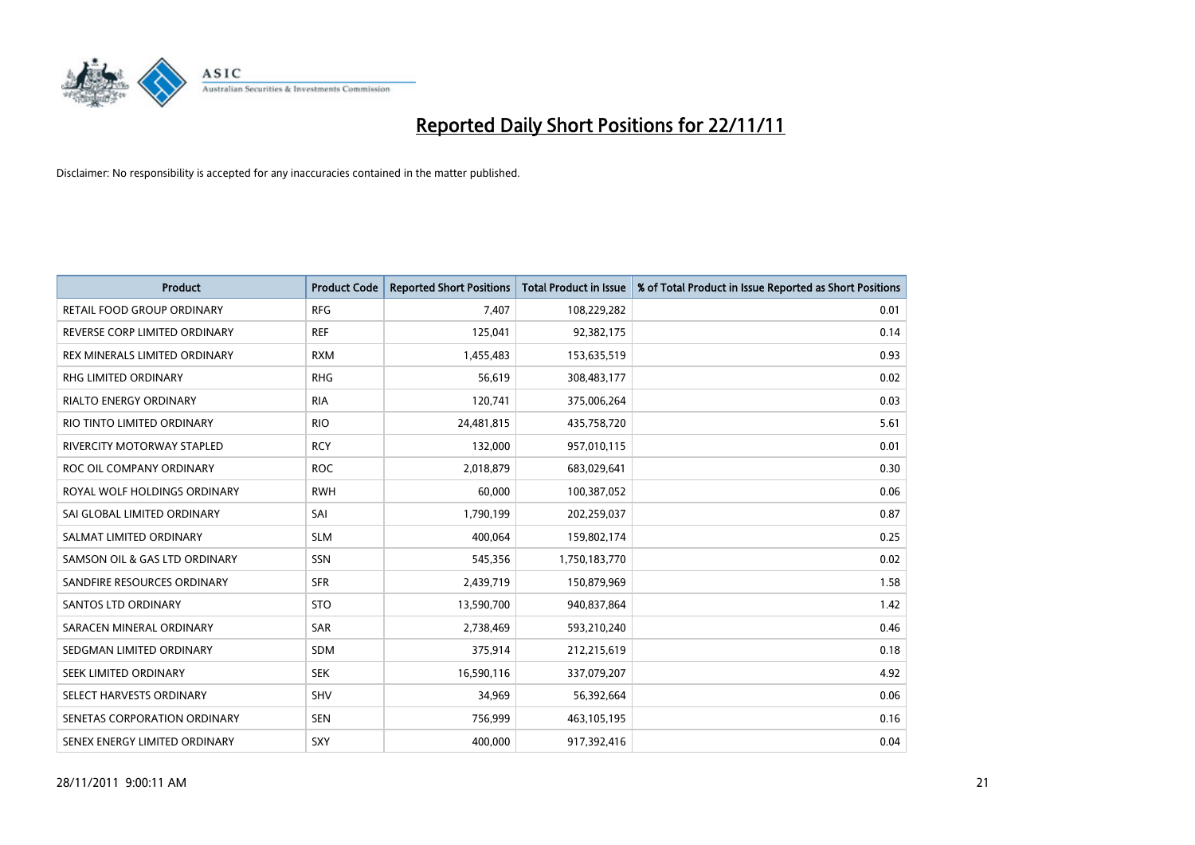# Reported Daily Short Positions for 22/11/11

Disclaimer: No responsibility is accepted for any inaccuracies contained in the matter published.

| Product | Product Code | Reported Short Positions | Total Product in Issue | % of Total Product in Issue Reported as Short Positions |
|---|---|---|---|---|
| RETAIL FOOD GROUP ORDINARY | RFG | 7,407 | 108,229,282 | 0.01 |
| REVERSE CORP LIMITED ORDINARY | REF | 125,041 | 92,382,175 | 0.14 |
| REX MINERALS LIMITED ORDINARY | RXM | 1,455,483 | 153,635,519 | 0.93 |
| RHG LIMITED ORDINARY | RHG | 56,619 | 308,483,177 | 0.02 |
| RIALTO ENERGY ORDINARY | RIA | 120,741 | 375,006,264 | 0.03 |
| RIO TINTO LIMITED ORDINARY | RIO | 24,481,815 | 435,758,720 | 5.61 |
| RIVERCITY MOTORWAY STAPLED | RCY | 132,000 | 957,010,115 | 0.01 |
| ROC OIL COMPANY ORDINARY | ROC | 2,018,879 | 683,029,641 | 0.30 |
| ROYAL WOLF HOLDINGS ORDINARY | RWH | 60,000 | 100,387,052 | 0.06 |
| SAI GLOBAL LIMITED ORDINARY | SAI | 1,790,199 | 202,259,037 | 0.87 |
| SALMAT LIMITED ORDINARY | SLM | 400,064 | 159,802,174 | 0.25 |
| SAMSON OIL & GAS LTD ORDINARY | SSN | 545,356 | 1,750,183,770 | 0.02 |
| SANDFIRE RESOURCES ORDINARY | SFR | 2,439,719 | 150,879,969 | 1.58 |
| SANTOS LTD ORDINARY | STO | 13,590,700 | 940,837,864 | 1.42 |
| SARACEN MINERAL ORDINARY | SAR | 2,738,469 | 593,210,240 | 0.46 |
| SEDGMAN LIMITED ORDINARY | SDM | 375,914 | 212,215,619 | 0.18 |
| SEEK LIMITED ORDINARY | SEK | 16,590,116 | 337,079,207 | 4.92 |
| SELECT HARVESTS ORDINARY | SHV | 34,969 | 56,392,664 | 0.06 |
| SENETAS CORPORATION ORDINARY | SEN | 756,999 | 463,105,195 | 0.16 |
| SENEX ENERGY LIMITED ORDINARY | SXY | 400,000 | 917,392,416 | 0.04 |

28/11/2011 9:00:11 AM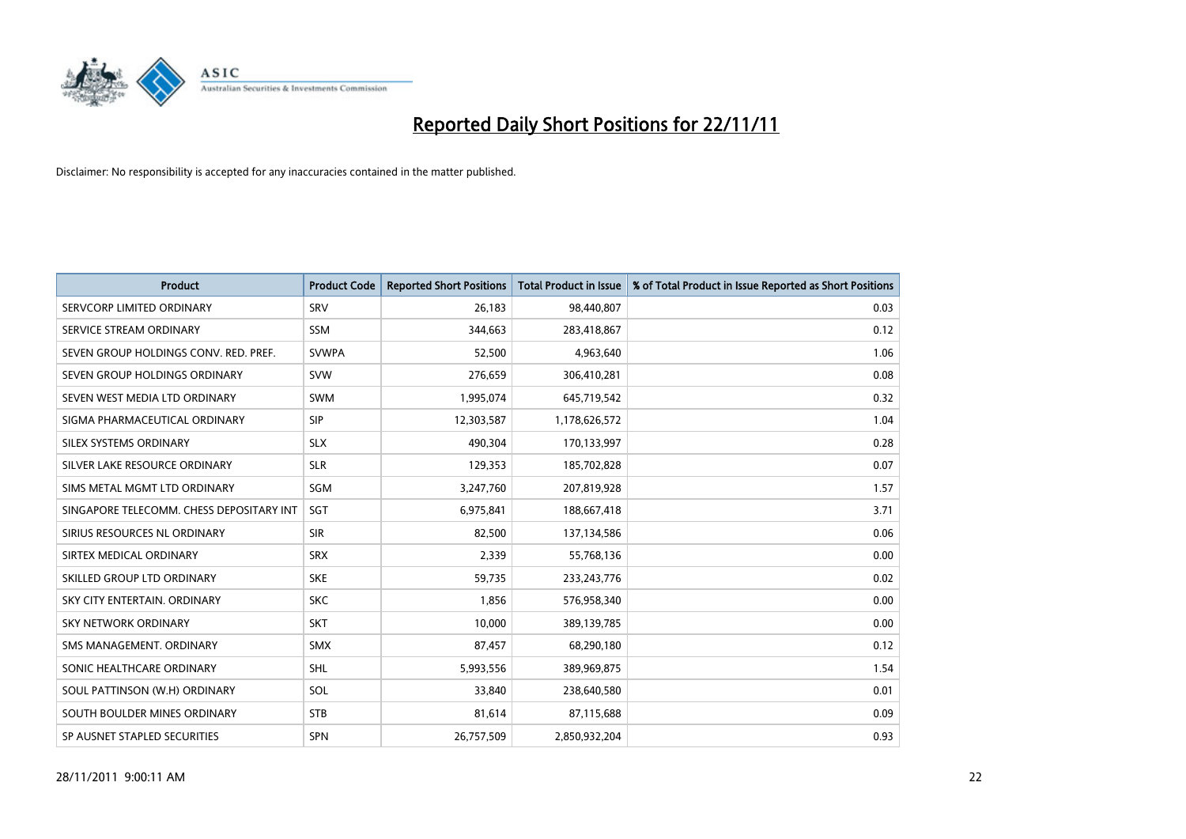# Reported Daily Short Positions for 22/11/11

Disclaimer: No responsibility is accepted for any inaccuracies contained in the matter published.

| Product | Product Code | Reported Short Positions | Total Product in Issue | % of Total Product in Issue Reported as Short Positions |
|---|---|---|---|---|
| SERVCORP LIMITED ORDINARY | SRV | 26,183 | 98,440,807 | 0.03 |
| SERVICE STREAM ORDINARY | SSM | 344,663 | 283,418,867 | 0.12 |
| SEVEN GROUP HOLDINGS CONV. RED. PREF. | SVWPA | 52,500 | 4,963,640 | 1.06 |
| SEVEN GROUP HOLDINGS ORDINARY | SVW | 276,659 | 306,410,281 | 0.08 |
| SEVEN WEST MEDIA LTD ORDINARY | SWM | 1,995,074 | 645,719,542 | 0.32 |
| SIGMA PHARMACEUTICAL ORDINARY | SIP | 12,303,587 | 1,178,626,572 | 1.04 |
| SILEX SYSTEMS ORDINARY | SLX | 490,304 | 170,133,997 | 0.28 |
| SILVER LAKE RESOURCE ORDINARY | SLR | 129,353 | 185,702,828 | 0.07 |
| SIMS METAL MGMT LTD ORDINARY | SGM | 3,247,760 | 207,819,928 | 1.57 |
| SINGAPORE TELECOMM. CHESS DEPOSITARY INT | SGT | 6,975,841 | 188,667,418 | 3.71 |
| SIRIUS RESOURCES NL ORDINARY | SIR | 82,500 | 137,134,586 | 0.06 |
| SIRTEX MEDICAL ORDINARY | SRX | 2,339 | 55,768,136 | 0.00 |
| SKILLED GROUP LTD ORDINARY | SKE | 59,735 | 233,243,776 | 0.02 |
| SKY CITY ENTERTAIN. ORDINARY | SKC | 1,856 | 576,958,340 | 0.00 |
| SKY NETWORK ORDINARY | SKT | 10,000 | 389,139,785 | 0.00 |
| SMS MANAGEMENT. ORDINARY | SMX | 87,457 | 68,290,180 | 0.12 |
| SONIC HEALTHCARE ORDINARY | SHL | 5,993,556 | 389,969,875 | 1.54 |
| SOUL PATTINSON (W.H) ORDINARY | SOL | 33,840 | 238,640,580 | 0.01 |
| SOUTH BOULDER MINES ORDINARY | STB | 81,614 | 87,115,688 | 0.09 |
| SP AUSNET STAPLED SECURITIES | SPN | 26,757,509 | 2,850,932,204 | 0.93 |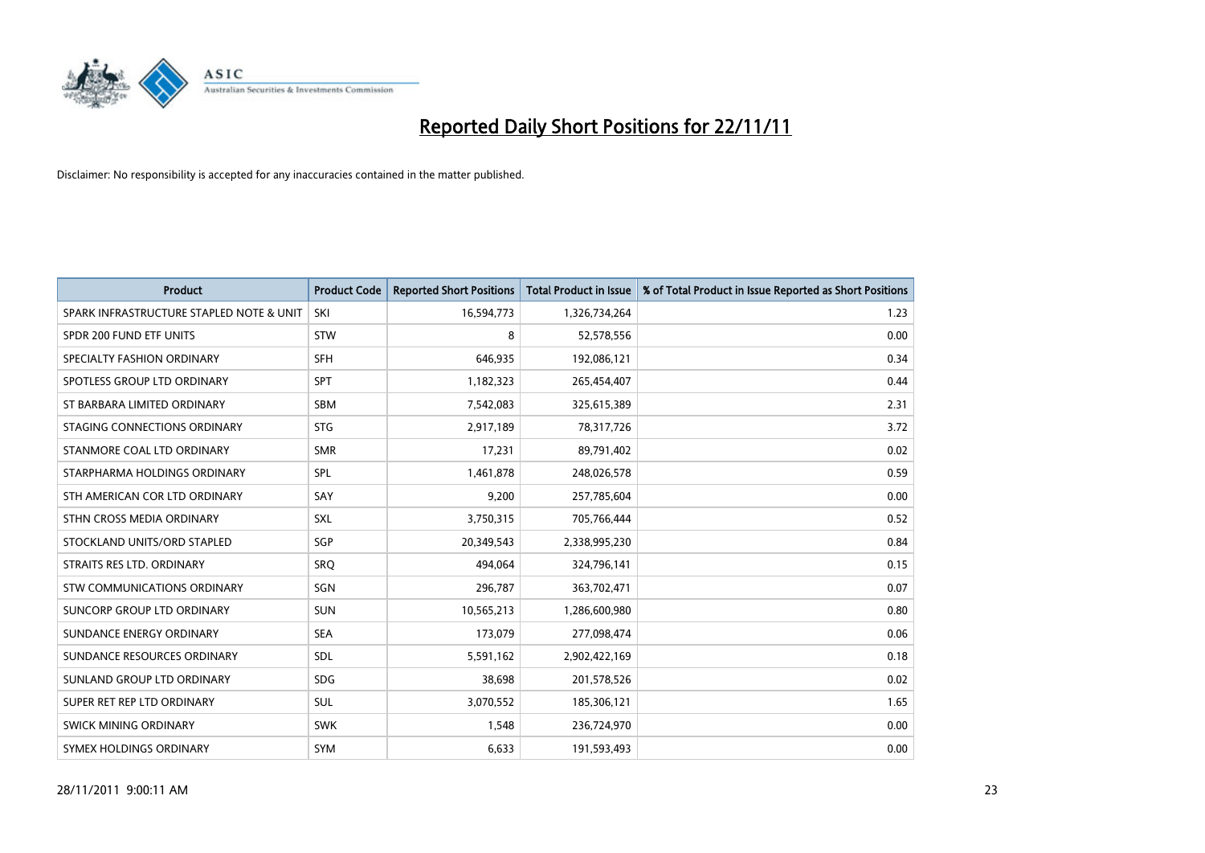# Reported Daily Short Positions for 22/11/11

Disclaimer: No responsibility is accepted for any inaccuracies contained in the matter published.

| Product | Product Code | Reported Short Positions | Total Product in Issue | % of Total Product in Issue Reported as Short Positions |
|---|---|---|---|---|
| SPARK INFRASTRUCTURE STAPLED NOTE & UNIT | SKI | 16,594,773 | 1,326,734,264 | 1.23 |
| SPDR 200 FUND ETF UNITS | STW | 8 | 52,578,556 | 0.00 |
| SPECIALTY FASHION ORDINARY | SFH | 646,935 | 192,086,121 | 0.34 |
| SPOTLESS GROUP LTD ORDINARY | SPT | 1,182,323 | 265,454,407 | 0.44 |
| ST BARBARA LIMITED ORDINARY | SBM | 7,542,083 | 325,615,389 | 2.31 |
| STAGING CONNECTIONS ORDINARY | STG | 2,917,189 | 78,317,726 | 3.72 |
| STANMORE COAL LTD ORDINARY | SMR | 17,231 | 89,791,402 | 0.02 |
| STARPHARMA HOLDINGS ORDINARY | SPL | 1,461,878 | 248,026,578 | 0.59 |
| STH AMERICAN COR LTD ORDINARY | SAY | 9,200 | 257,785,604 | 0.00 |
| STHN CROSS MEDIA ORDINARY | SXL | 3,750,315 | 705,766,444 | 0.52 |
| STOCKLAND UNITS/ORD STAPLED | SGP | 20,349,543 | 2,338,995,230 | 0.84 |
| STRAITS RES LTD. ORDINARY | SRQ | 494,064 | 324,796,141 | 0.15 |
| STW COMMUNICATIONS ORDINARY | SGN | 296,787 | 363,702,471 | 0.07 |
| SUNCORP GROUP LTD ORDINARY | SUN | 10,565,213 | 1,286,600,980 | 0.80 |
| SUNDANCE ENERGY ORDINARY | SEA | 173,079 | 277,098,474 | 0.06 |
| SUNDANCE RESOURCES ORDINARY | SDL | 5,591,162 | 2,902,422,169 | 0.18 |
| SUNLAND GROUP LTD ORDINARY | SDG | 38,698 | 201,578,526 | 0.02 |
| SUPER RET REP LTD ORDINARY | SUL | 3,070,552 | 185,306,121 | 1.65 |
| SWICK MINING ORDINARY | SWK | 1,548 | 236,724,970 | 0.00 |
| SYMEX HOLDINGS ORDINARY | SYM | 6,633 | 191,593,493 | 0.00 |

28/11/2011 9:00:11 AM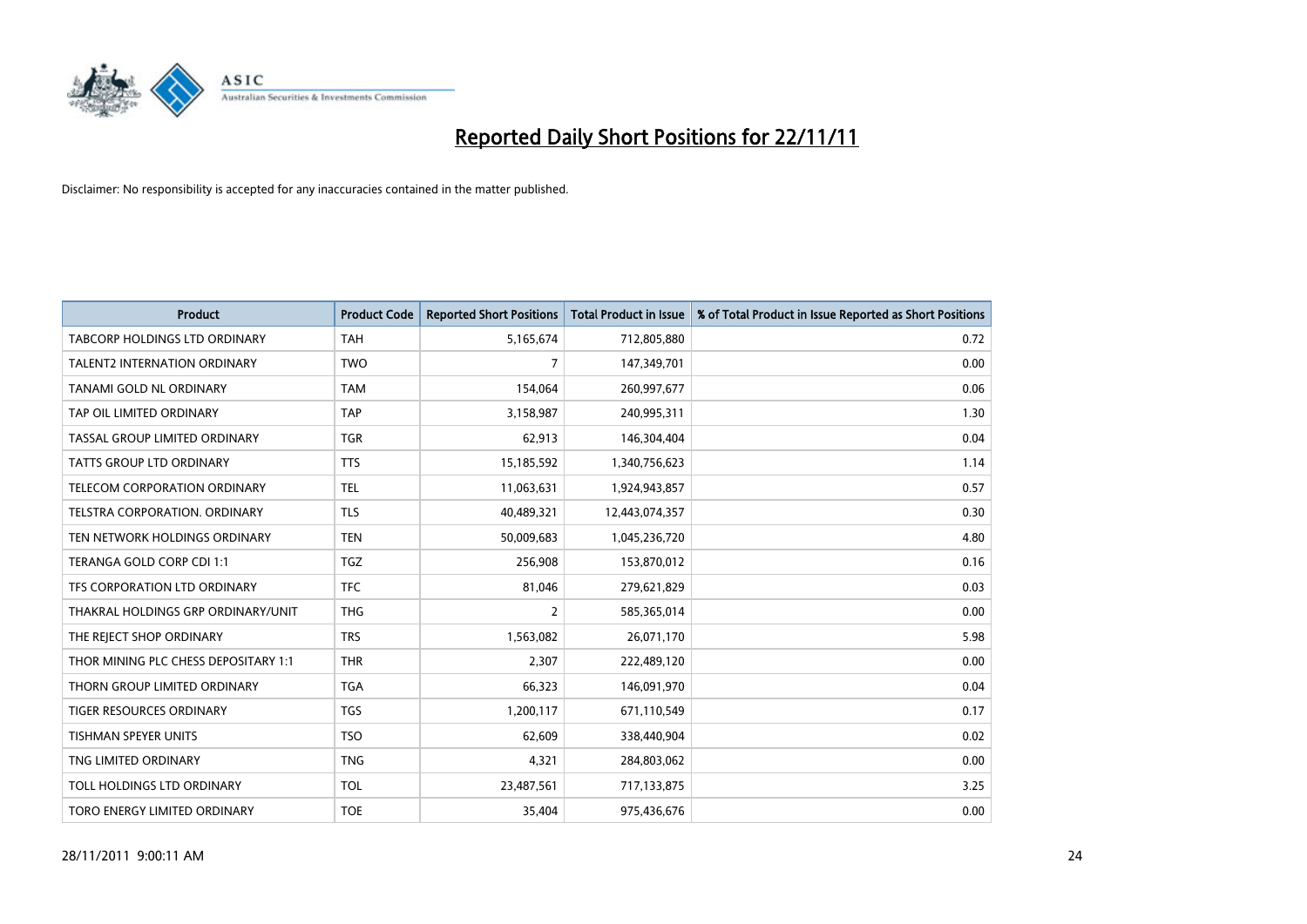# Reported Daily Short Positions for 22/11/11

Disclaimer: No responsibility is accepted for any inaccuracies contained in the matter published.

| Product | Product Code | Reported Short Positions | Total Product in Issue | % of Total Product in Issue Reported as Short Positions |
|---|---|---|---|---|
| TABCORP HOLDINGS LTD ORDINARY | TAH | 5,165,674 | 712,805,880 | 0.72 |
| TALENT2 INTERNATION ORDINARY | TWO | 7 | 147,349,701 | 0.00 |
| TANAMI GOLD NL ORDINARY | TAM | 154,064 | 260,997,677 | 0.06 |
| TAP OIL LIMITED ORDINARY | TAP | 3,158,987 | 240,995,311 | 1.30 |
| TASSAL GROUP LIMITED ORDINARY | TGR | 62,913 | 146,304,404 | 0.04 |
| TATTS GROUP LTD ORDINARY | TTS | 15,185,592 | 1,340,756,623 | 1.14 |
| TELECOM CORPORATION ORDINARY | TEL | 11,063,631 | 1,924,943,857 | 0.57 |
| TELSTRA CORPORATION. ORDINARY | TLS | 40,489,321 | 12,443,074,357 | 0.30 |
| TEN NETWORK HOLDINGS ORDINARY | TEN | 50,009,683 | 1,045,236,720 | 4.80 |
| TERANGA GOLD CORP CDI 1:1 | TGZ | 256,908 | 153,870,012 | 0.16 |
| TFS CORPORATION LTD ORDINARY | TFC | 81,046 | 279,621,829 | 0.03 |
| THAKRAL HOLDINGS GRP ORDINARY/UNIT | THG | 2 | 585,365,014 | 0.00 |
| THE REJECT SHOP ORDINARY | TRS | 1,563,082 | 26,071,170 | 5.98 |
| THOR MINING PLC CHESS DEPOSITARY 1:1 | THR | 2,307 | 222,489,120 | 0.00 |
| THORN GROUP LIMITED ORDINARY | TGA | 66,323 | 146,091,970 | 0.04 |
| TIGER RESOURCES ORDINARY | TGS | 1,200,117 | 671,110,549 | 0.17 |
| TISHMAN SPEYER UNITS | TSO | 62,609 | 338,440,904 | 0.02 |
| TNG LIMITED ORDINARY | TNG | 4,321 | 284,803,062 | 0.00 |
| TOLL HOLDINGS LTD ORDINARY | TOL | 23,487,561 | 717,133,875 | 3.25 |
| TORO ENERGY LIMITED ORDINARY | TOE | 35,404 | 975,436,676 | 0.00 |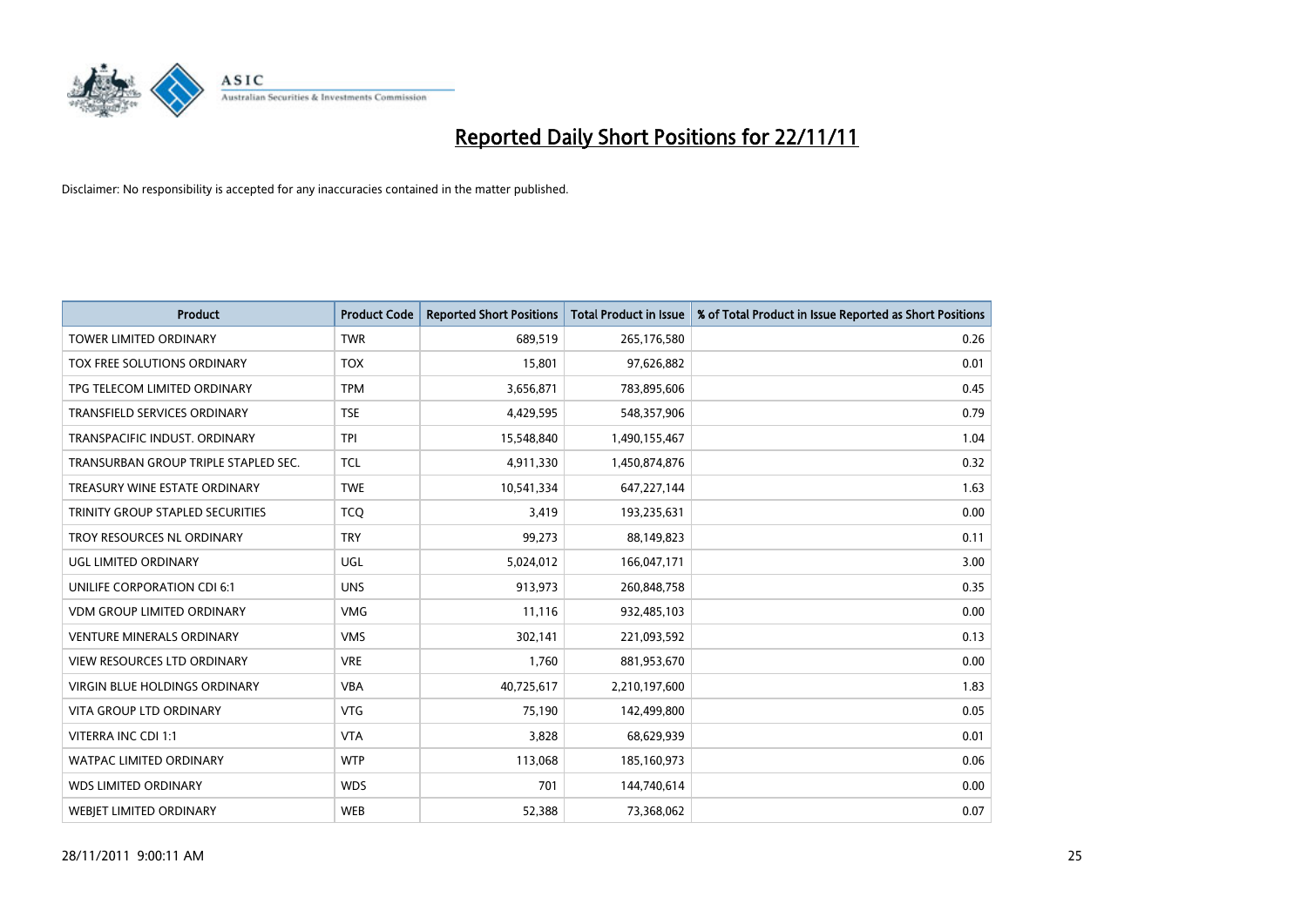# Reported Daily Short Positions for 22/11/11

Disclaimer: No responsibility is accepted for any inaccuracies contained in the matter published.

| Product | Product Code | Reported Short Positions | Total Product in Issue | % of Total Product in Issue Reported as Short Positions |
|---|---|---|---|---|
| TOWER LIMITED ORDINARY | TWR | 689,519 | 265,176,580 | 0.26 |
| TOX FREE SOLUTIONS ORDINARY | TOX | 15,801 | 97,626,882 | 0.01 |
| TPG TELECOM LIMITED ORDINARY | TPM | 3,656,871 | 783,895,606 | 0.45 |
| TRANSFIELD SERVICES ORDINARY | TSE | 4,429,595 | 548,357,906 | 0.79 |
| TRANSPACIFIC INDUST. ORDINARY | TPI | 15,548,840 | 1,490,155,467 | 1.04 |
| TRANSURBAN GROUP TRIPLE STAPLED SEC. | TCL | 4,911,330 | 1,450,874,876 | 0.32 |
| TREASURY WINE ESTATE ORDINARY | TWE | 10,541,334 | 647,227,144 | 1.63 |
| TRINITY GROUP STAPLED SECURITIES | TCQ | 3,419 | 193,235,631 | 0.00 |
| TROY RESOURCES NL ORDINARY | TRY | 99,273 | 88,149,823 | 0.11 |
| UGL LIMITED ORDINARY | UGL | 5,024,012 | 166,047,171 | 3.00 |
| UNILIFE CORPORATION CDI 6:1 | UNS | 913,973 | 260,848,758 | 0.35 |
| VDM GROUP LIMITED ORDINARY | VMG | 11,116 | 932,485,103 | 0.00 |
| VENTURE MINERALS ORDINARY | VMS | 302,141 | 221,093,592 | 0.13 |
| VIEW RESOURCES LTD ORDINARY | VRE | 1,760 | 881,953,670 | 0.00 |
| VIRGIN BLUE HOLDINGS ORDINARY | VBA | 40,725,617 | 2,210,197,600 | 1.83 |
| VITA GROUP LTD ORDINARY | VTG | 75,190 | 142,499,800 | 0.05 |
| VITERRA INC CDI 1:1 | VTA | 3,828 | 68,629,939 | 0.01 |
| WATPAC LIMITED ORDINARY | WTP | 113,068 | 185,160,973 | 0.06 |
| WDS LIMITED ORDINARY | WDS | 701 | 144,740,614 | 0.00 |
| WEBJET LIMITED ORDINARY | WEB | 52,388 | 73,368,062 | 0.07 |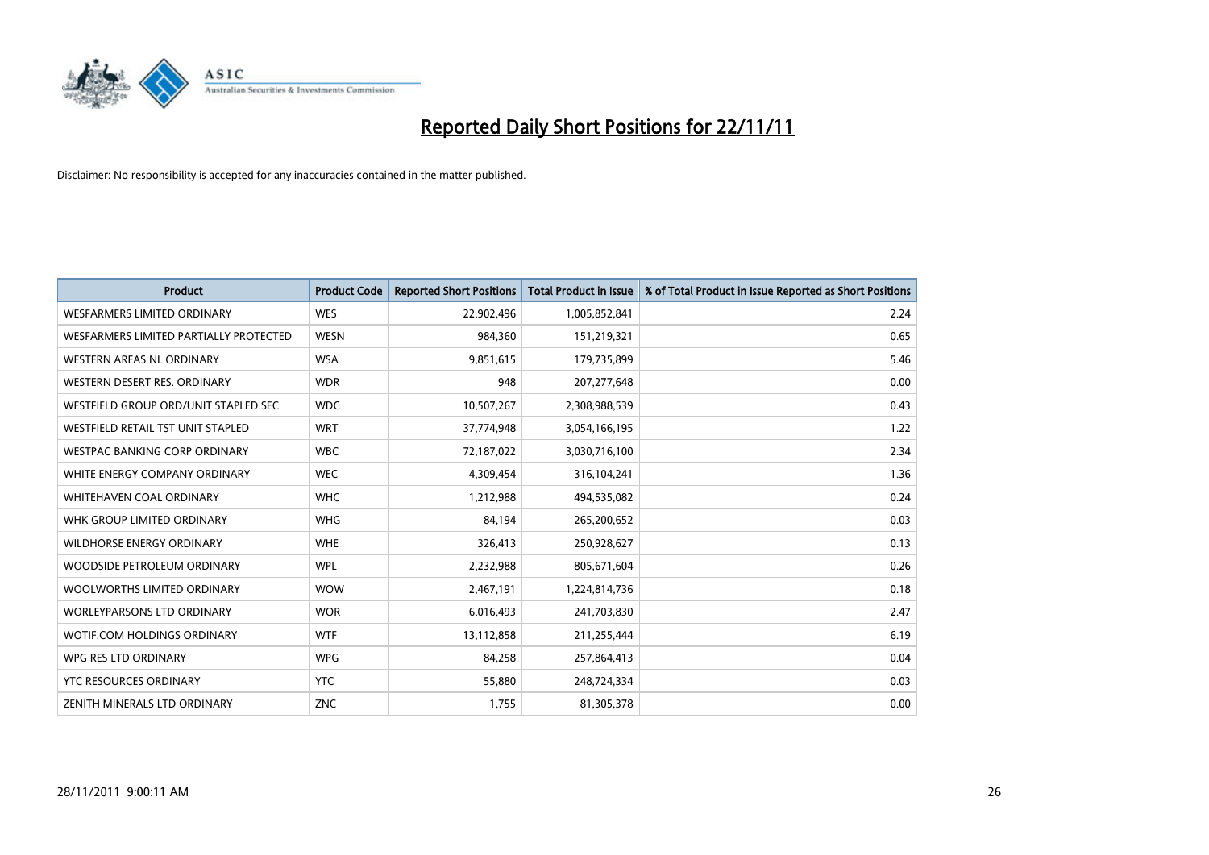# Reported Daily Short Positions for 22/11/11

Disclaimer: No responsibility is accepted for any inaccuracies contained in the matter published.

| Product | Product Code | Reported Short Positions | Total Product in Issue | % of Total Product in Issue Reported as Short Positions |
|---|---|---|---|---|
| WESFARMERS LIMITED ORDINARY | WES | 22,902,496 | 1,005,852,841 | 2.24 |
| WESFARMERS LIMITED PARTIALLY PROTECTED | WESN | 984,360 | 151,219,321 | 0.65 |
| WESTERN AREAS NL ORDINARY | WSA | 9,851,615 | 179,735,899 | 5.46 |
| WESTERN DESERT RES. ORDINARY | WDR | 948 | 207,277,648 | 0.00 |
| WESTFIELD GROUP ORD/UNIT STAPLED SEC | WDC | 10,507,267 | 2,308,988,539 | 0.43 |
| WESTFIELD RETAIL TST UNIT STAPLED | WRT | 37,774,948 | 3,054,166,195 | 1.22 |
| WESTPAC BANKING CORP ORDINARY | WBC | 72,187,022 | 3,030,716,100 | 2.34 |
| WHITE ENERGY COMPANY ORDINARY | WEC | 4,309,454 | 316,104,241 | 1.36 |
| WHITEHAVEN COAL ORDINARY | WHC | 1,212,988 | 494,535,082 | 0.24 |
| WHK GROUP LIMITED ORDINARY | WHG | 84,194 | 265,200,652 | 0.03 |
| WILDHORSE ENERGY ORDINARY | WHE | 326,413 | 250,928,627 | 0.13 |
| WOODSIDE PETROLEUM ORDINARY | WPL | 2,232,988 | 805,671,604 | 0.26 |
| WOOLWORTHS LIMITED ORDINARY | WOW | 2,467,191 | 1,224,814,736 | 0.18 |
| WORLEYPARSONS LTD ORDINARY | WOR | 6,016,493 | 241,703,830 | 2.47 |
| WOTIF.COM HOLDINGS ORDINARY | WTF | 13,112,858 | 211,255,444 | 6.19 |
| WPG RES LTD ORDINARY | WPG | 84,258 | 257,864,413 | 0.04 |
| YTC RESOURCES ORDINARY | YTC | 55,880 | 248,724,334 | 0.03 |
| ZENITH MINERALS LTD ORDINARY | ZNC | 1,755 | 81,305,378 | 0.00 |